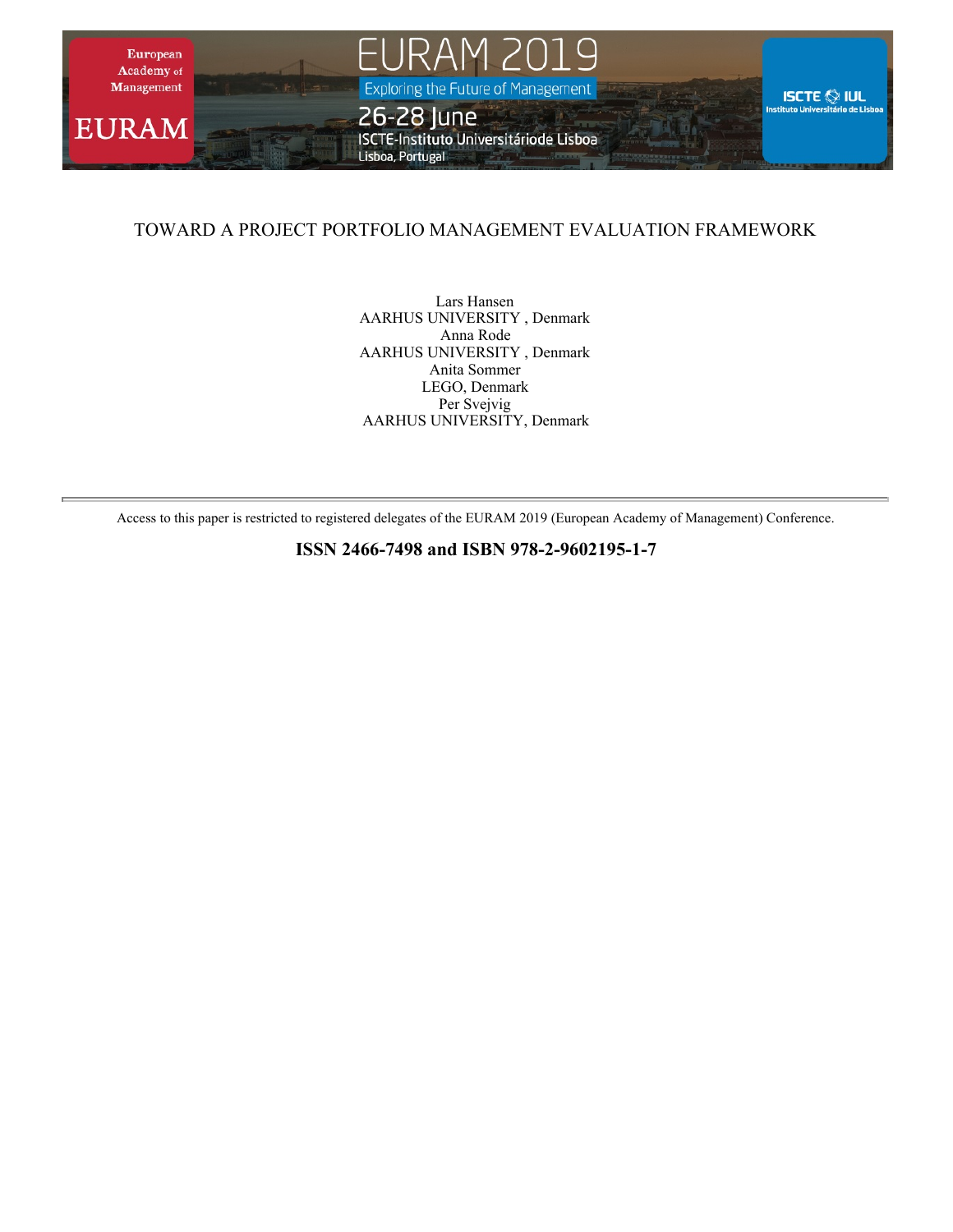# TOWARD A PROJECT PORTFOLIO MANAGEMENT EVALUATION FRAMEWORK

Lars Hansen
AARHUS UNIVERSITY , Denmark
Anna Rode
AARHUS UNIVERSITY , Denmark
Anita Sommer
LEGO, Denmark
Per Svejvig
AARHUS UNIVERSITY, Denmark

---

Access to this paper is restricted to registered delegates of the EURAM 2019 (European Academy of Management) Conference.

**ISSN 2466-7498 and ISBN 978-2-9602195-1-7**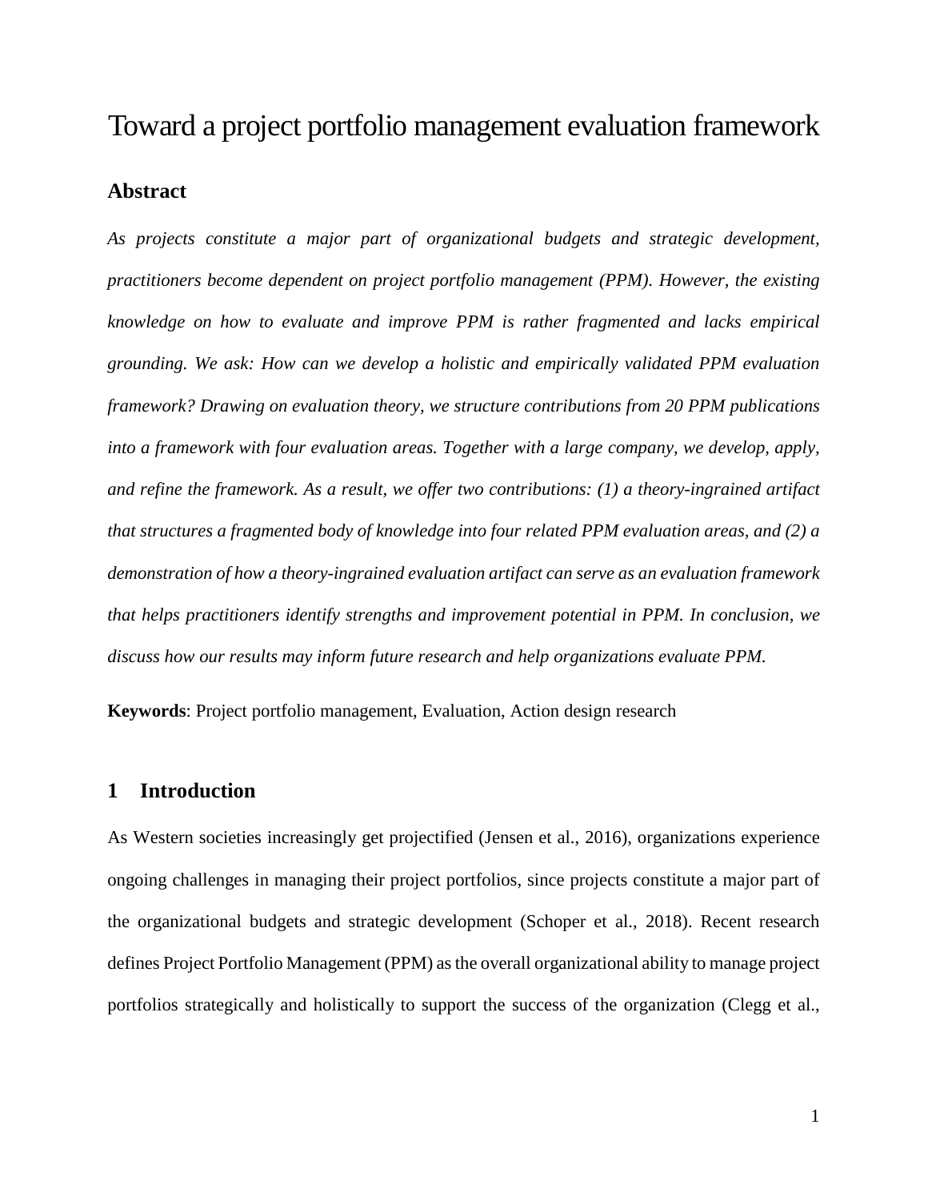# Toward a project portfolio management evaluation framework

## Abstract

*As projects constitute a major part of organizational budgets and strategic development, practitioners become dependent on project portfolio management (PPM). However, the existing knowledge on how to evaluate and improve PPM is rather fragmented and lacks empirical grounding. We ask: How can we develop a holistic and empirically validated PPM evaluation framework? Drawing on evaluation theory, we structure contributions from 20 PPM publications into a framework with four evaluation areas. Together with a large company, we develop, apply, and refine the framework. As a result, we offer two contributions: (1) a theory-ingrained artifact that structures a fragmented body of knowledge into four related PPM evaluation areas, and (2) a demonstration of how a theory-ingrained evaluation artifact can serve as an evaluation framework that helps practitioners identify strengths and improvement potential in PPM. In conclusion, we discuss how our results may inform future research and help organizations evaluate PPM.*

**Keywords**: Project portfolio management, Evaluation, Action design research

## 1 Introduction

As Western societies increasingly get projectified (Jensen et al., 2016), organizations experience ongoing challenges in managing their project portfolios, since projects constitute a major part of the organizational budgets and strategic development (Schoper et al., 2018). Recent research defines Project Portfolio Management (PPM) as the overall organizational ability to manage project portfolios strategically and holistically to support the success of the organization (Clegg et al.,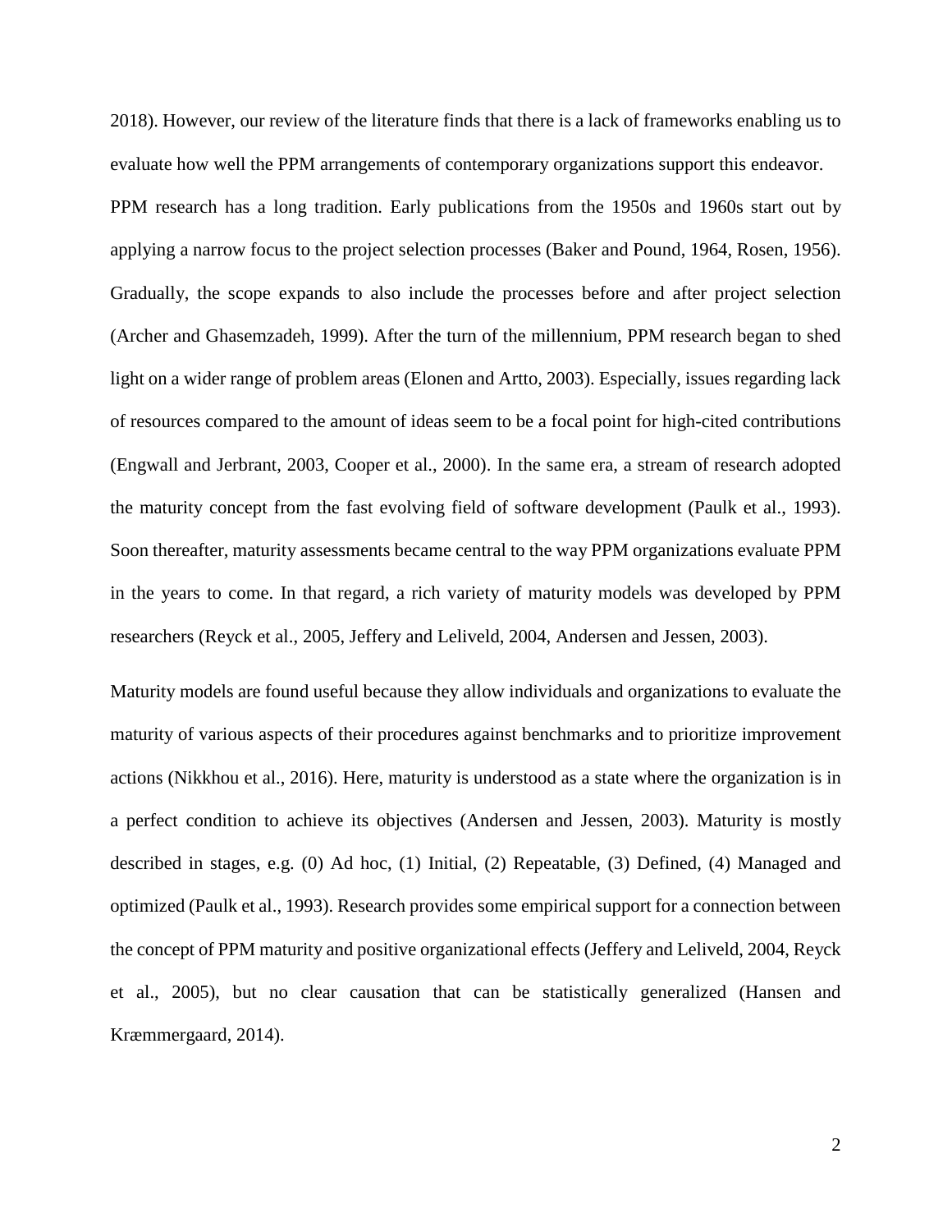2018). However, our review of the literature finds that there is a lack of frameworks enabling us to evaluate how well the PPM arrangements of contemporary organizations support this endeavor.

PPM research has a long tradition. Early publications from the 1950s and 1960s start out by applying a narrow focus to the project selection processes (Baker and Pound, 1964, Rosen, 1956). Gradually, the scope expands to also include the processes before and after project selection (Archer and Ghasemzadeh, 1999). After the turn of the millennium, PPM research began to shed light on a wider range of problem areas (Elonen and Artto, 2003). Especially, issues regarding lack of resources compared to the amount of ideas seem to be a focal point for high-cited contributions (Engwall and Jerbrant, 2003, Cooper et al., 2000). In the same era, a stream of research adopted the maturity concept from the fast evolving field of software development (Paulk et al., 1993). Soon thereafter, maturity assessments became central to the way PPM organizations evaluate PPM in the years to come. In that regard, a rich variety of maturity models was developed by PPM researchers (Reyck et al., 2005, Jeffery and Leliveld, 2004, Andersen and Jessen, 2003).

Maturity models are found useful because they allow individuals and organizations to evaluate the maturity of various aspects of their procedures against benchmarks and to prioritize improvement actions (Nikkhou et al., 2016). Here, maturity is understood as a state where the organization is in a perfect condition to achieve its objectives (Andersen and Jessen, 2003). Maturity is mostly described in stages, e.g. (0) Ad hoc, (1) Initial, (2) Repeatable, (3) Defined, (4) Managed and optimized (Paulk et al., 1993). Research provides some empirical support for a connection between the concept of PPM maturity and positive organizational effects (Jeffery and Leliveld, 2004, Reyck et al., 2005), but no clear causation that can be statistically generalized (Hansen and Kræmmergaard, 2014).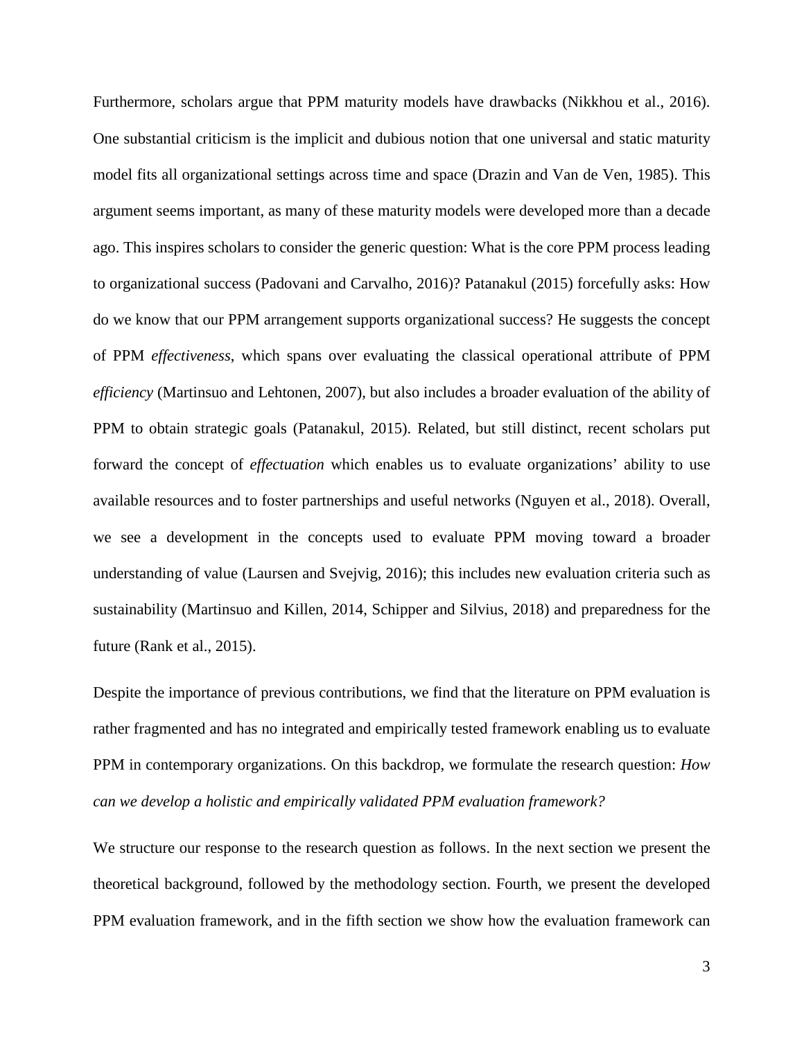Furthermore, scholars argue that PPM maturity models have drawbacks (Nikkhou et al., 2016). One substantial criticism is the implicit and dubious notion that one universal and static maturity model fits all organizational settings across time and space (Drazin and Van de Ven, 1985). This argument seems important, as many of these maturity models were developed more than a decade ago. This inspires scholars to consider the generic question: What is the core PPM process leading to organizational success (Padovani and Carvalho, 2016)? Patanakul (2015) forcefully asks: How do we know that our PPM arrangement supports organizational success? He suggests the concept of PPM *effectiveness*, which spans over evaluating the classical operational attribute of PPM *efficiency* (Martinsuo and Lehtonen, 2007), but also includes a broader evaluation of the ability of PPM to obtain strategic goals (Patanakul, 2015). Related, but still distinct, recent scholars put forward the concept of *effectuation* which enables us to evaluate organizations' ability to use available resources and to foster partnerships and useful networks (Nguyen et al., 2018). Overall, we see a development in the concepts used to evaluate PPM moving toward a broader understanding of value (Laursen and Svejvig, 2016); this includes new evaluation criteria such as sustainability (Martinsuo and Killen, 2014, Schipper and Silvius, 2018) and preparedness for the future (Rank et al., 2015).

Despite the importance of previous contributions, we find that the literature on PPM evaluation is rather fragmented and has no integrated and empirically tested framework enabling us to evaluate PPM in contemporary organizations. On this backdrop, we formulate the research question: *How can we develop a holistic and empirically validated PPM evaluation framework?*

We structure our response to the research question as follows. In the next section we present the theoretical background, followed by the methodology section. Fourth, we present the developed PPM evaluation framework, and in the fifth section we show how the evaluation framework can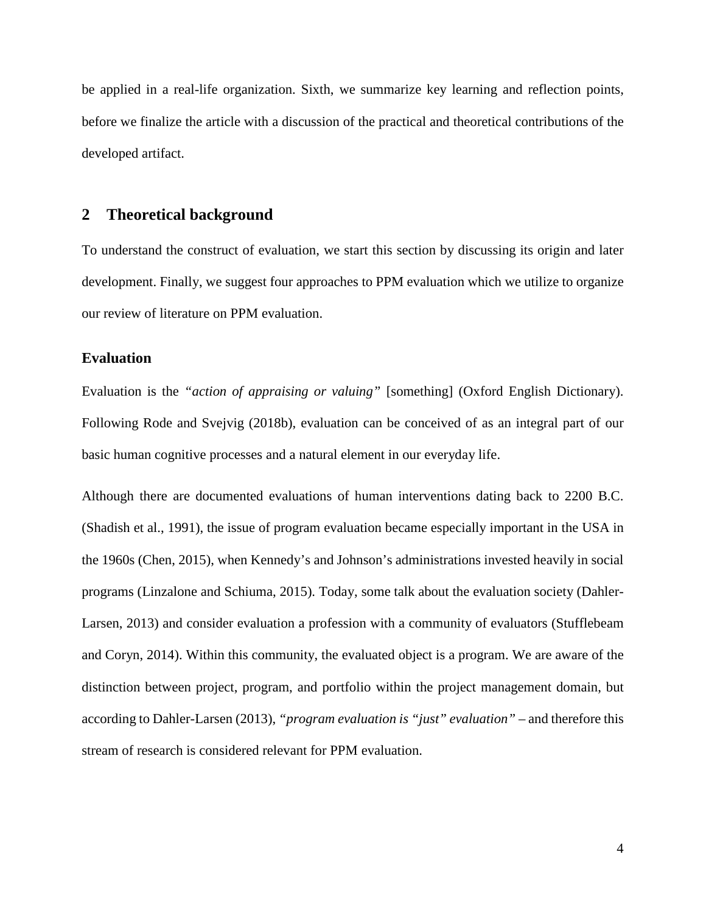be applied in a real-life organization. Sixth, we summarize key learning and reflection points, before we finalize the article with a discussion of the practical and theoretical contributions of the developed artifact.

## 2 Theoretical background

To understand the construct of evaluation, we start this section by discussing its origin and later development. Finally, we suggest four approaches to PPM evaluation which we utilize to organize our review of literature on PPM evaluation.

### Evaluation

Evaluation is the *"action of appraising or valuing"* [something] (Oxford English Dictionary). Following Rode and Svejvig (2018b), evaluation can be conceived of as an integral part of our basic human cognitive processes and a natural element in our everyday life.

Although there are documented evaluations of human interventions dating back to 2200 B.C. (Shadish et al., 1991), the issue of program evaluation became especially important in the USA in the 1960s (Chen, 2015), when Kennedy's and Johnson's administrations invested heavily in social programs (Linzalone and Schiuma, 2015). Today, some talk about the evaluation society (Dahler-Larsen, 2013) and consider evaluation a profession with a community of evaluators (Stufflebeam and Coryn, 2014). Within this community, the evaluated object is a program. We are aware of the distinction between project, program, and portfolio within the project management domain, but according to Dahler-Larsen (2013), *"program evaluation is "just" evaluation"* – and therefore this stream of research is considered relevant for PPM evaluation.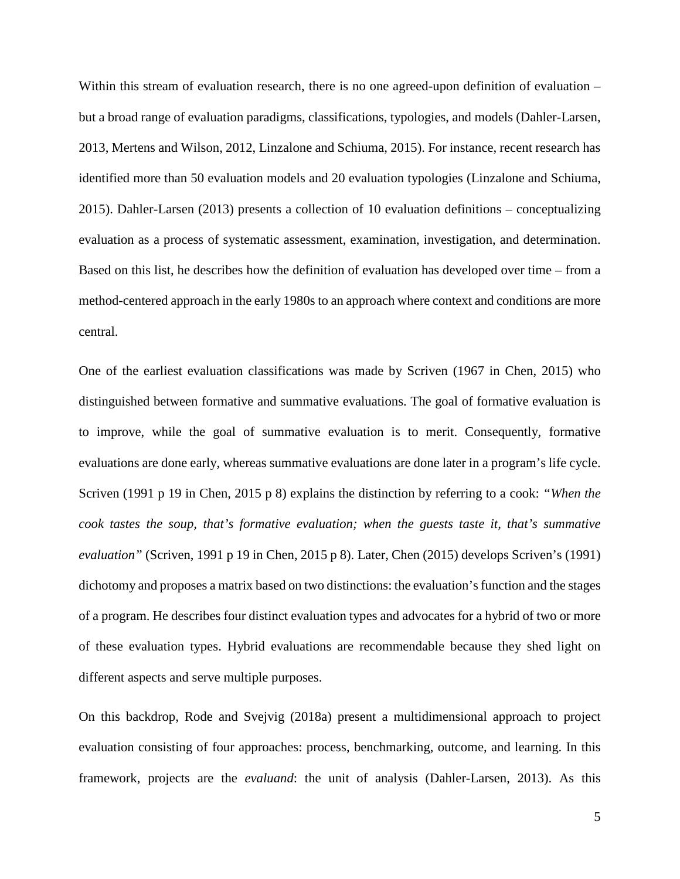Within this stream of evaluation research, there is no one agreed-upon definition of evaluation – but a broad range of evaluation paradigms, classifications, typologies, and models (Dahler-Larsen, 2013, Mertens and Wilson, 2012, Linzalone and Schiuma, 2015). For instance, recent research has identified more than 50 evaluation models and 20 evaluation typologies (Linzalone and Schiuma, 2015). Dahler-Larsen (2013) presents a collection of 10 evaluation definitions – conceptualizing evaluation as a process of systematic assessment, examination, investigation, and determination. Based on this list, he describes how the definition of evaluation has developed over time – from a method-centered approach in the early 1980s to an approach where context and conditions are more central.

One of the earliest evaluation classifications was made by Scriven (1967 in Chen, 2015) who distinguished between formative and summative evaluations. The goal of formative evaluation is to improve, while the goal of summative evaluation is to merit. Consequently, formative evaluations are done early, whereas summative evaluations are done later in a program's life cycle. Scriven (1991 p 19 in Chen, 2015 p 8) explains the distinction by referring to a cook: *"When the cook tastes the soup, that's formative evaluation; when the guests taste it, that's summative evaluation"* (Scriven, 1991 p 19 in Chen, 2015 p 8). Later, Chen (2015) develops Scriven's (1991) dichotomy and proposes a matrix based on two distinctions: the evaluation's function and the stages of a program. He describes four distinct evaluation types and advocates for a hybrid of two or more of these evaluation types. Hybrid evaluations are recommendable because they shed light on different aspects and serve multiple purposes.

On this backdrop, Rode and Svejvig (2018a) present a multidimensional approach to project evaluation consisting of four approaches: process, benchmarking, outcome, and learning. In this framework, projects are the *evaluand*: the unit of analysis (Dahler-Larsen, 2013). As this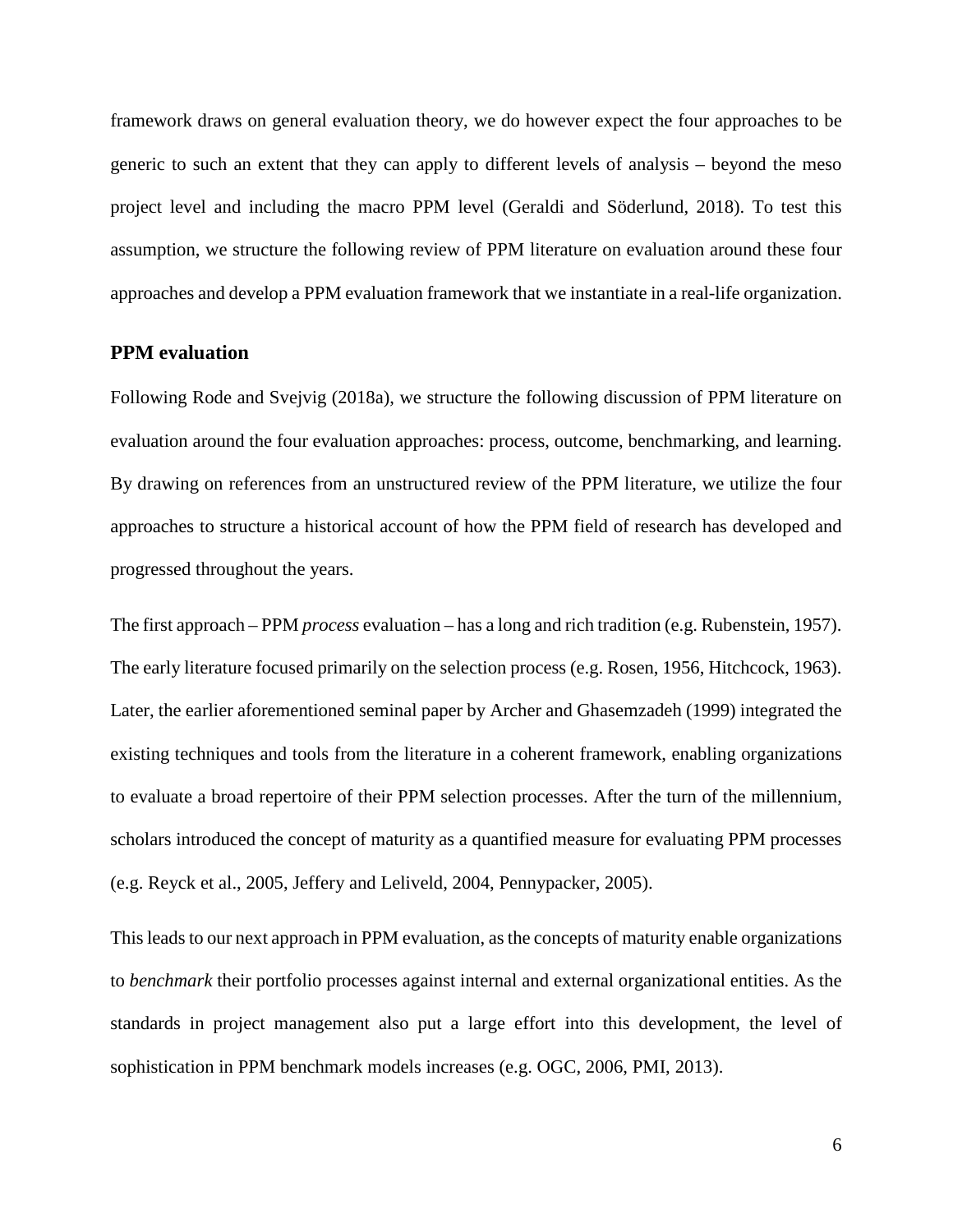framework draws on general evaluation theory, we do however expect the four approaches to be generic to such an extent that they can apply to different levels of analysis – beyond the meso project level and including the macro PPM level (Geraldi and Söderlund, 2018). To test this assumption, we structure the following review of PPM literature on evaluation around these four approaches and develop a PPM evaluation framework that we instantiate in a real-life organization.

## PPM evaluation

Following Rode and Svejvig (2018a), we structure the following discussion of PPM literature on evaluation around the four evaluation approaches: process, outcome, benchmarking, and learning. By drawing on references from an unstructured review of the PPM literature, we utilize the four approaches to structure a historical account of how the PPM field of research has developed and progressed throughout the years.

The first approach – PPM *process* evaluation – has a long and rich tradition (e.g. Rubenstein, 1957). The early literature focused primarily on the selection process (e.g. Rosen, 1956, Hitchcock, 1963). Later, the earlier aforementioned seminal paper by Archer and Ghasemzadeh (1999) integrated the existing techniques and tools from the literature in a coherent framework, enabling organizations to evaluate a broad repertoire of their PPM selection processes. After the turn of the millennium, scholars introduced the concept of maturity as a quantified measure for evaluating PPM processes (e.g. Reyck et al., 2005, Jeffery and Leliveld, 2004, Pennypacker, 2005).

This leads to our next approach in PPM evaluation, as the concepts of maturity enable organizations to *benchmark* their portfolio processes against internal and external organizational entities. As the standards in project management also put a large effort into this development, the level of sophistication in PPM benchmark models increases (e.g. OGC, 2006, PMI, 2013).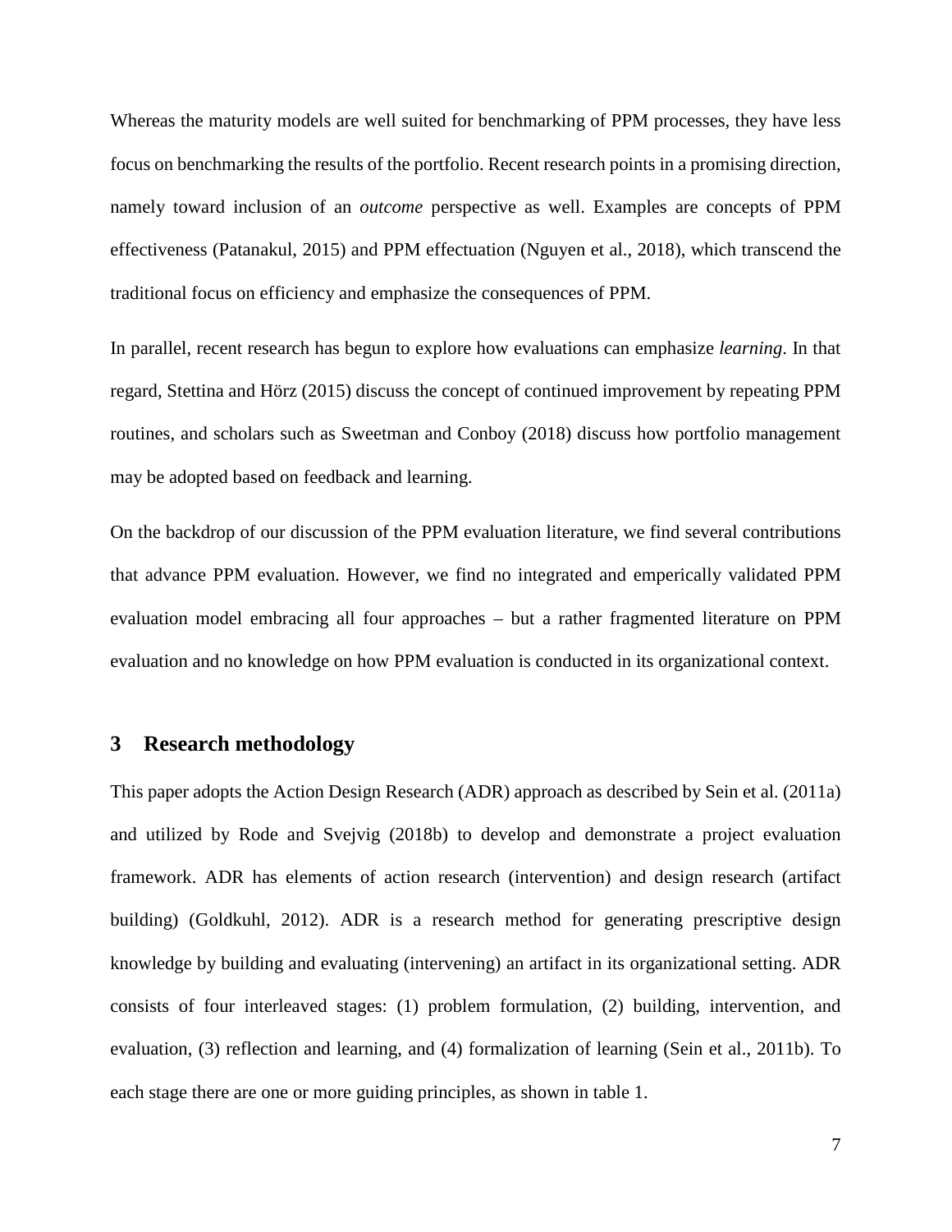Whereas the maturity models are well suited for benchmarking of PPM processes, they have less focus on benchmarking the results of the portfolio. Recent research points in a promising direction, namely toward inclusion of an *outcome* perspective as well. Examples are concepts of PPM effectiveness (Patanakul, 2015) and PPM effectuation (Nguyen et al., 2018), which transcend the traditional focus on efficiency and emphasize the consequences of PPM.

In parallel, recent research has begun to explore how evaluations can emphasize *learning*. In that regard, Stettina and Hörz (2015) discuss the concept of continued improvement by repeating PPM routines, and scholars such as Sweetman and Conboy (2018) discuss how portfolio management may be adopted based on feedback and learning.

On the backdrop of our discussion of the PPM evaluation literature, we find several contributions that advance PPM evaluation. However, we find no integrated and emperically validated PPM evaluation model embracing all four approaches – but a rather fragmented literature on PPM evaluation and no knowledge on how PPM evaluation is conducted in its organizational context.

## 3 Research methodology

This paper adopts the Action Design Research (ADR) approach as described by Sein et al. (2011a) and utilized by Rode and Svejvig (2018b) to develop and demonstrate a project evaluation framework. ADR has elements of action research (intervention) and design research (artifact building) (Goldkuhl, 2012). ADR is a research method for generating prescriptive design knowledge by building and evaluating (intervening) an artifact in its organizational setting. ADR consists of four interleaved stages: (1) problem formulation, (2) building, intervention, and evaluation, (3) reflection and learning, and (4) formalization of learning (Sein et al., 2011b). To each stage there are one or more guiding principles, as shown in table 1.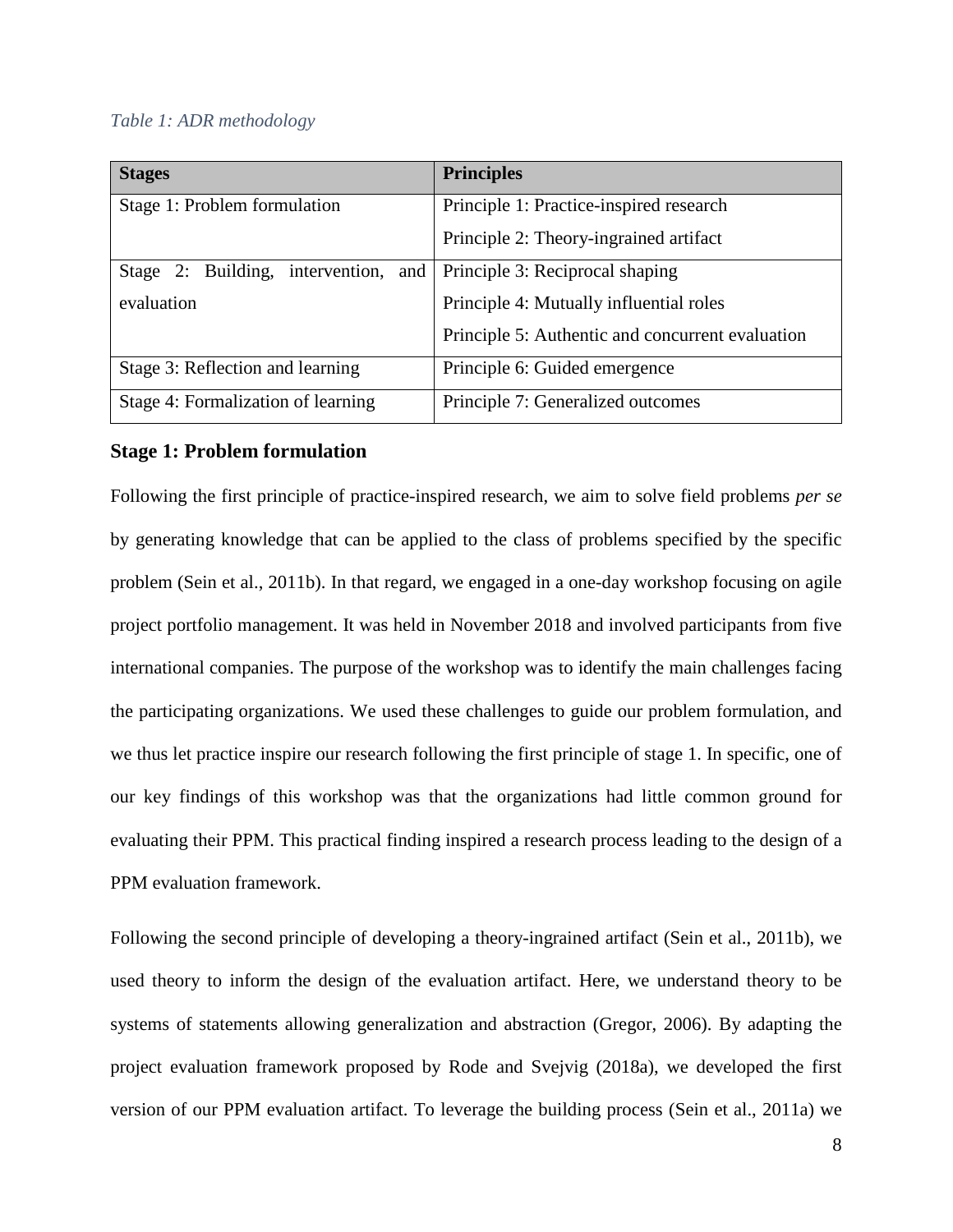*Table 1: ADR methodology*

| Stages | Principles |
|---|---|
| Stage 1: Problem formulation | Principle 1: Practice-inspired research<br>Principle 2: Theory-ingrained artifact |
| Stage 2: Building, intervention, and evaluation | Principle 3: Reciprocal shaping<br>Principle 4: Mutually influential roles<br>Principle 5: Authentic and concurrent evaluation |
| Stage 3: Reflection and learning | Principle 6: Guided emergence |
| Stage 4: Formalization of learning | Principle 7: Generalized outcomes |

### Stage 1: Problem formulation

Following the first principle of practice-inspired research, we aim to solve field problems *per se* by generating knowledge that can be applied to the class of problems specified by the specific problem (Sein et al., 2011b). In that regard, we engaged in a one-day workshop focusing on agile project portfolio management. It was held in November 2018 and involved participants from five international companies. The purpose of the workshop was to identify the main challenges facing the participating organizations. We used these challenges to guide our problem formulation, and we thus let practice inspire our research following the first principle of stage 1. In specific, one of our key findings of this workshop was that the organizations had little common ground for evaluating their PPM. This practical finding inspired a research process leading to the design of a PPM evaluation framework.

Following the second principle of developing a theory-ingrained artifact (Sein et al., 2011b), we used theory to inform the design of the evaluation artifact. Here, we understand theory to be systems of statements allowing generalization and abstraction (Gregor, 2006). By adapting the project evaluation framework proposed by Rode and Svejvig (2018a), we developed the first version of our PPM evaluation artifact. To leverage the building process (Sein et al., 2011a) we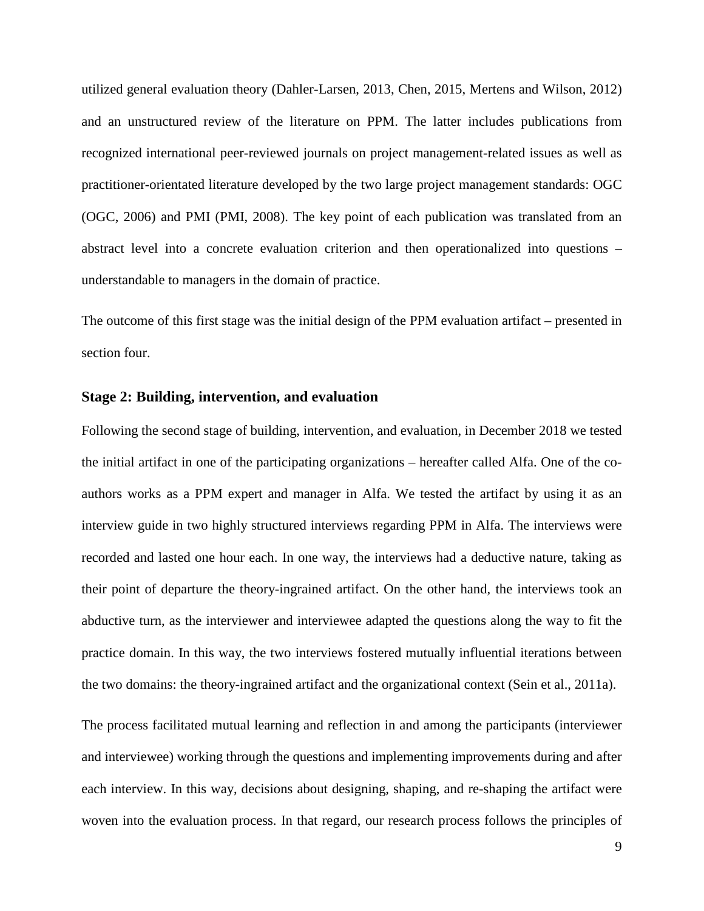utilized general evaluation theory (Dahler-Larsen, 2013, Chen, 2015, Mertens and Wilson, 2012) and an unstructured review of the literature on PPM. The latter includes publications from recognized international peer-reviewed journals on project management-related issues as well as practitioner-orientated literature developed by the two large project management standards: OGC (OGC, 2006) and PMI (PMI, 2008). The key point of each publication was translated from an abstract level into a concrete evaluation criterion and then operationalized into questions – understandable to managers in the domain of practice.

The outcome of this first stage was the initial design of the PPM evaluation artifact – presented in section four.

### Stage 2: Building, intervention, and evaluation

Following the second stage of building, intervention, and evaluation, in December 2018 we tested the initial artifact in one of the participating organizations – hereafter called Alfa. One of the co-authors works as a PPM expert and manager in Alfa. We tested the artifact by using it as an interview guide in two highly structured interviews regarding PPM in Alfa. The interviews were recorded and lasted one hour each. In one way, the interviews had a deductive nature, taking as their point of departure the theory-ingrained artifact. On the other hand, the interviews took an abductive turn, as the interviewer and interviewee adapted the questions along the way to fit the practice domain. In this way, the two interviews fostered mutually influential iterations between the two domains: the theory-ingrained artifact and the organizational context (Sein et al., 2011a).

The process facilitated mutual learning and reflection in and among the participants (interviewer and interviewee) working through the questions and implementing improvements during and after each interview. In this way, decisions about designing, shaping, and re-shaping the artifact were woven into the evaluation process. In that regard, our research process follows the principles of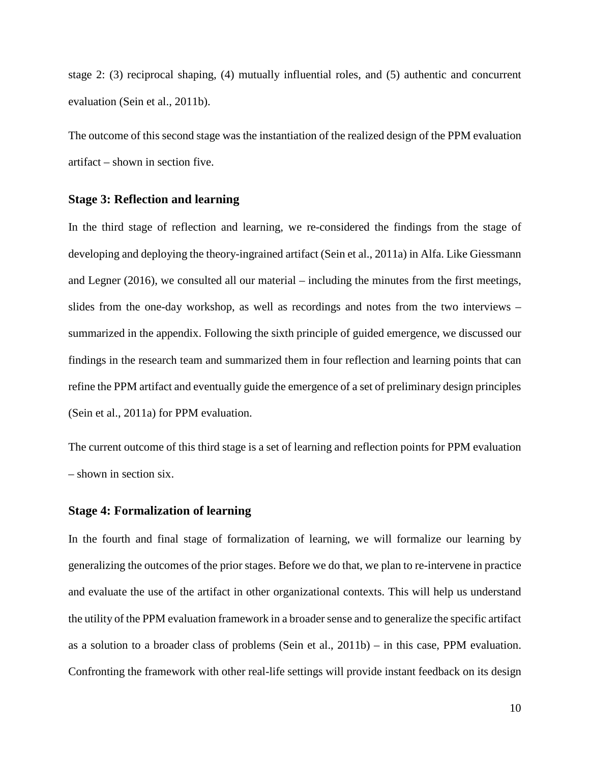stage 2: (3) reciprocal shaping, (4) mutually influential roles, and (5) authentic and concurrent evaluation (Sein et al., 2011b).

The outcome of this second stage was the instantiation of the realized design of the PPM evaluation artifact – shown in section five.

### Stage 3: Reflection and learning

In the third stage of reflection and learning, we re-considered the findings from the stage of developing and deploying the theory-ingrained artifact (Sein et al., 2011a) in Alfa. Like Giessmann and Legner (2016), we consulted all our material – including the minutes from the first meetings, slides from the one-day workshop, as well as recordings and notes from the two interviews – summarized in the appendix. Following the sixth principle of guided emergence, we discussed our findings in the research team and summarized them in four reflection and learning points that can refine the PPM artifact and eventually guide the emergence of a set of preliminary design principles (Sein et al., 2011a) for PPM evaluation.

The current outcome of this third stage is a set of learning and reflection points for PPM evaluation – shown in section six.

### Stage 4: Formalization of learning

In the fourth and final stage of formalization of learning, we will formalize our learning by generalizing the outcomes of the prior stages. Before we do that, we plan to re-intervene in practice and evaluate the use of the artifact in other organizational contexts. This will help us understand the utility of the PPM evaluation framework in a broader sense and to generalize the specific artifact as a solution to a broader class of problems (Sein et al., 2011b) – in this case, PPM evaluation. Confronting the framework with other real-life settings will provide instant feedback on its design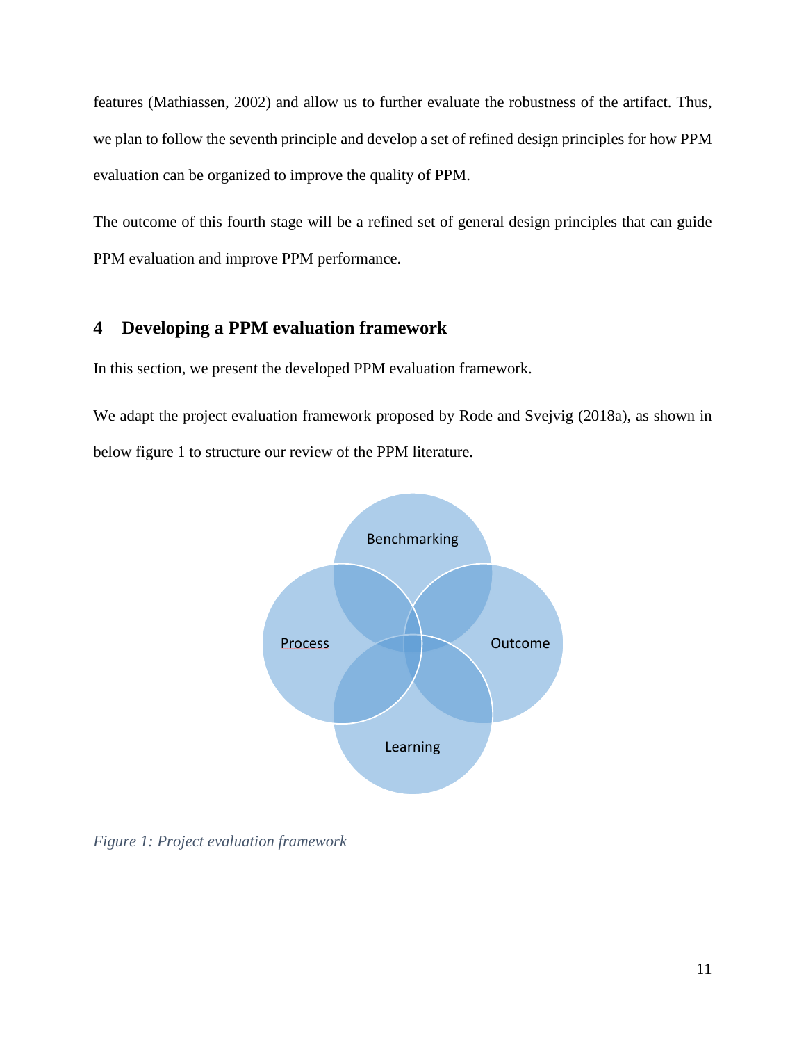features (Mathiassen, 2002) and allow us to further evaluate the robustness of the artifact. Thus, we plan to follow the seventh principle and develop a set of refined design principles for how PPM evaluation can be organized to improve the quality of PPM.

The outcome of this fourth stage will be a refined set of general design principles that can guide PPM evaluation and improve PPM performance.

## 4 Developing a PPM evaluation framework

In this section, we present the developed PPM evaluation framework.

We adapt the project evaluation framework proposed by Rode and Svejvig (2018a), as shown in below figure 1 to structure our review of the PPM literature.

Benchmarking

Process

Outcome

Learning

*Figure 1: Project evaluation framework*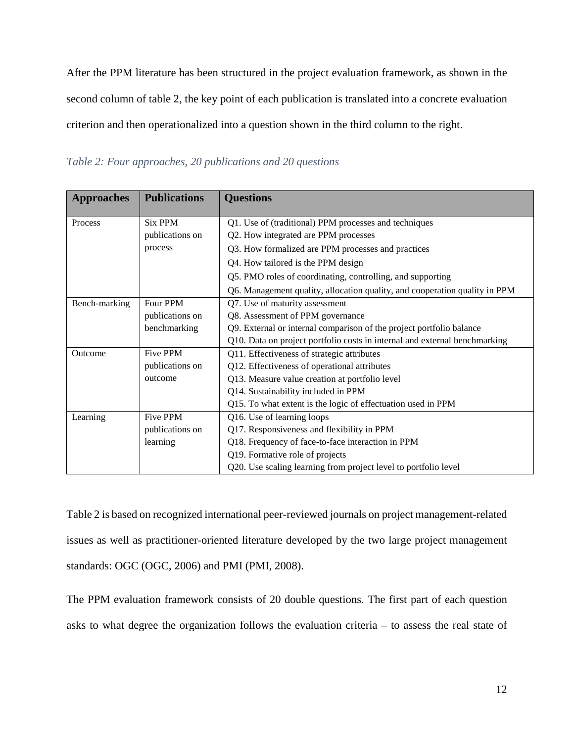After the PPM literature has been structured in the project evaluation framework, as shown in the second column of table 2, the key point of each publication is translated into a concrete evaluation criterion and then operationalized into a question shown in the third column to the right.

*Table 2: Four approaches, 20 publications and 20 questions*

| Approaches | Publications | Questions |
|---|---|---|
| Process | Six PPM publications on process | Q1. Use of (traditional) PPM processes and techniques<br>Q2. How integrated are PPM processes<br>Q3. How formalized are PPM processes and practices<br>Q4. How tailored is the PPM design<br>Q5. PMO roles of coordinating, controlling, and supporting<br>Q6. Management quality, allocation quality, and cooperation quality in PPM |
| Bench-marking | Four PPM publications on benchmarking | Q7. Use of maturity assessment<br>Q8. Assessment of PPM governance<br>Q9. External or internal comparison of the project portfolio balance<br>Q10. Data on project portfolio costs in internal and external benchmarking |
| Outcome | Five PPM publications on outcome | Q11. Effectiveness of strategic attributes<br>Q12. Effectiveness of operational attributes<br>Q13. Measure value creation at portfolio level<br>Q14. Sustainability included in PPM<br>Q15. To what extent is the logic of effectuation used in PPM |
| Learning | Five PPM publications on learning | Q16. Use of learning loops<br>Q17. Responsiveness and flexibility in PPM<br>Q18. Frequency of face-to-face interaction in PPM<br>Q19. Formative role of projects<br>Q20. Use scaling learning from project level to portfolio level |

Table 2 is based on recognized international peer-reviewed journals on project management-related issues as well as practitioner-oriented literature developed by the two large project management standards: OGC (OGC, 2006) and PMI (PMI, 2008).

The PPM evaluation framework consists of 20 double questions. The first part of each question asks to what degree the organization follows the evaluation criteria – to assess the real state of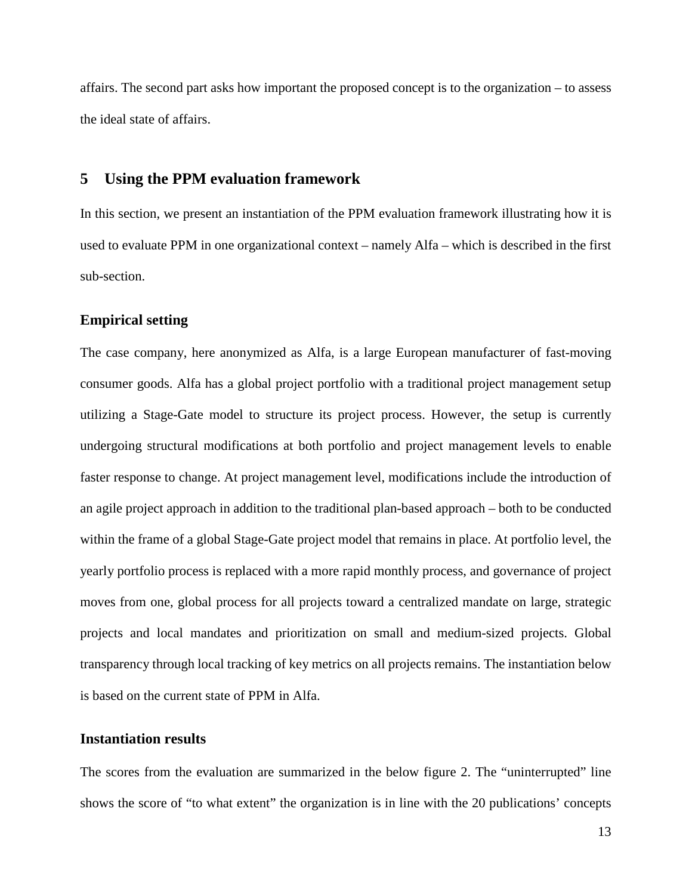affairs. The second part asks how important the proposed concept is to the organization – to assess the ideal state of affairs.

## 5 Using the PPM evaluation framework

In this section, we present an instantiation of the PPM evaluation framework illustrating how it is used to evaluate PPM in one organizational context – namely Alfa – which is described in the first sub-section.

### Empirical setting

The case company, here anonymized as Alfa, is a large European manufacturer of fast-moving consumer goods. Alfa has a global project portfolio with a traditional project management setup utilizing a Stage-Gate model to structure its project process. However, the setup is currently undergoing structural modifications at both portfolio and project management levels to enable faster response to change. At project management level, modifications include the introduction of an agile project approach in addition to the traditional plan-based approach – both to be conducted within the frame of a global Stage-Gate project model that remains in place. At portfolio level, the yearly portfolio process is replaced with a more rapid monthly process, and governance of project moves from one, global process for all projects toward a centralized mandate on large, strategic projects and local mandates and prioritization on small and medium-sized projects. Global transparency through local tracking of key metrics on all projects remains. The instantiation below is based on the current state of PPM in Alfa.

### Instantiation results

The scores from the evaluation are summarized in the below figure 2. The "uninterrupted" line shows the score of "to what extent" the organization is in line with the 20 publications' concepts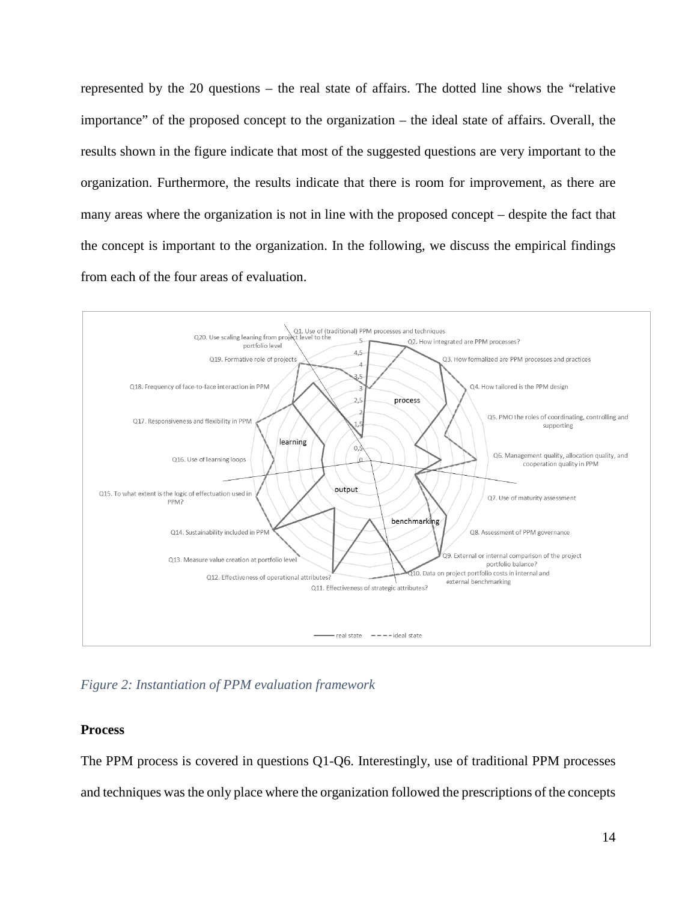represented by the 20 questions – the real state of affairs. The dotted line shows the "relative importance" of the proposed concept to the organization – the ideal state of affairs. Overall, the results shown in the figure indicate that most of the suggested questions are very important to the organization. Furthermore, the results indicate that there is room for improvement, as there are many areas where the organization is not in line with the proposed concept – despite the fact that the concept is important to the organization. In the following, we discuss the empirical findings from each of the four areas of evaluation.

*Figure 2: Instantiation of PPM evaluation framework*

**Process**

The PPM process is covered in questions Q1-Q6. Interestingly, use of traditional PPM processes and techniques was the only place where the organization followed the prescriptions of the concepts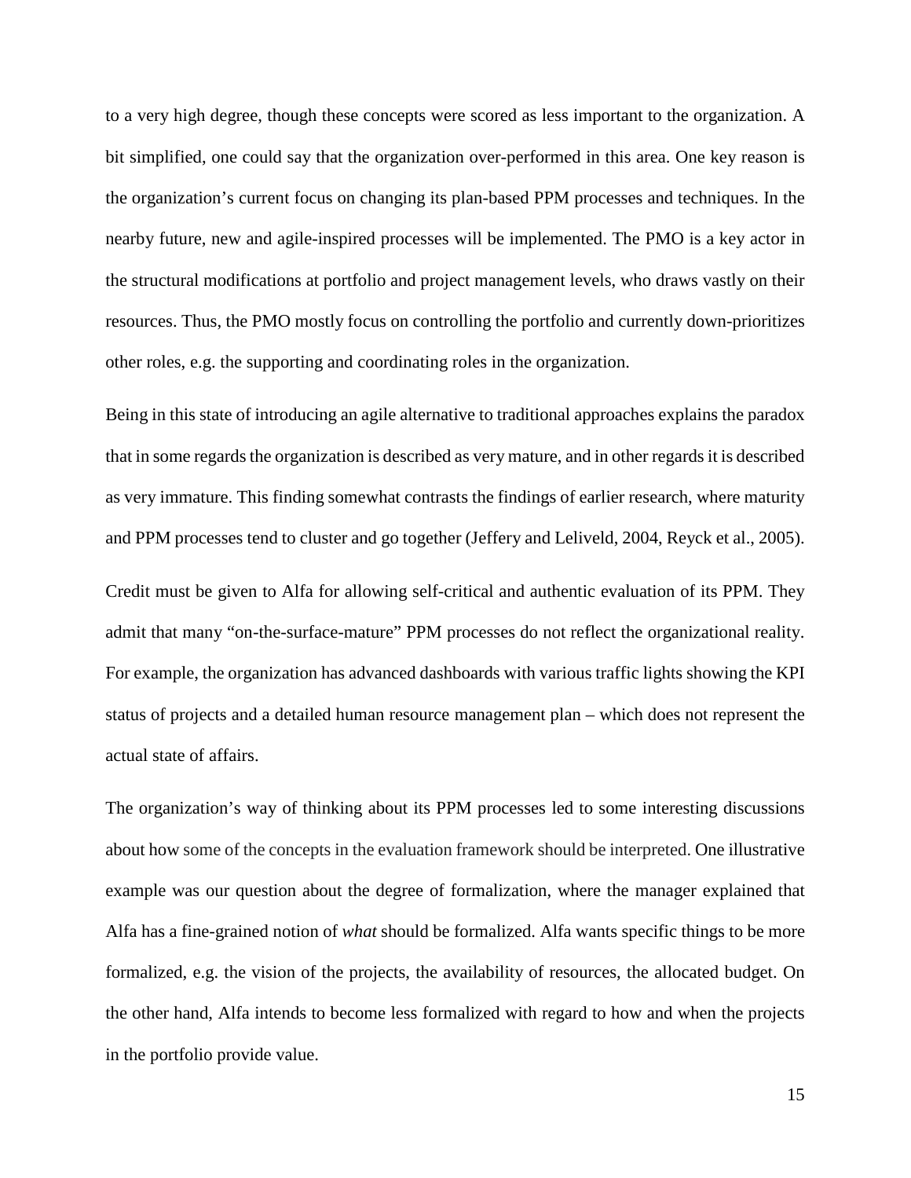to a very high degree, though these concepts were scored as less important to the organization. A bit simplified, one could say that the organization over-performed in this area. One key reason is the organization's current focus on changing its plan-based PPM processes and techniques. In the nearby future, new and agile-inspired processes will be implemented. The PMO is a key actor in the structural modifications at portfolio and project management levels, who draws vastly on their resources. Thus, the PMO mostly focus on controlling the portfolio and currently down-prioritizes other roles, e.g. the supporting and coordinating roles in the organization.

Being in this state of introducing an agile alternative to traditional approaches explains the paradox that in some regards the organization is described as very mature, and in other regards it is described as very immature. This finding somewhat contrasts the findings of earlier research, where maturity and PPM processes tend to cluster and go together (Jeffery and Leliveld, 2004, Reyck et al., 2005).

Credit must be given to Alfa for allowing self-critical and authentic evaluation of its PPM. They admit that many "on-the-surface-mature" PPM processes do not reflect the organizational reality. For example, the organization has advanced dashboards with various traffic lights showing the KPI status of projects and a detailed human resource management plan – which does not represent the actual state of affairs.

The organization's way of thinking about its PPM processes led to some interesting discussions about how some of the concepts in the evaluation framework should be interpreted. One illustrative example was our question about the degree of formalization, where the manager explained that Alfa has a fine-grained notion of *what* should be formalized. Alfa wants specific things to be more formalized, e.g. the vision of the projects, the availability of resources, the allocated budget. On the other hand, Alfa intends to become less formalized with regard to how and when the projects in the portfolio provide value.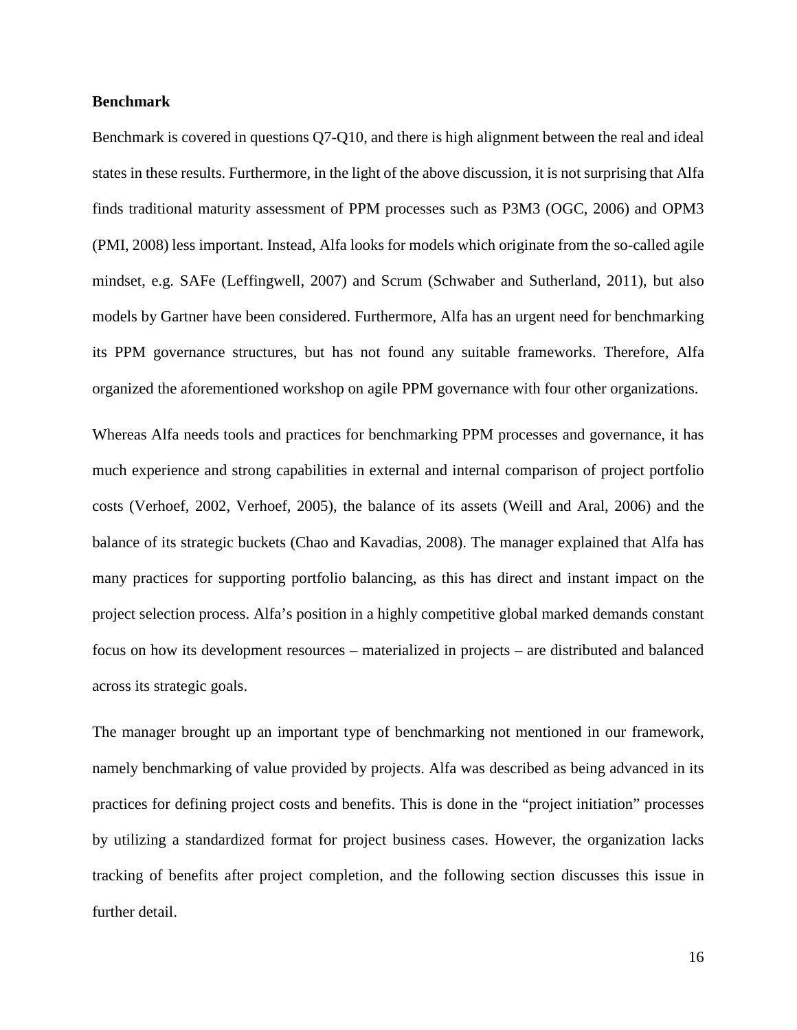### Benchmark

Benchmark is covered in questions Q7-Q10, and there is high alignment between the real and ideal states in these results. Furthermore, in the light of the above discussion, it is not surprising that Alfa finds traditional maturity assessment of PPM processes such as P3M3 (OGC, 2006) and OPM3 (PMI, 2008) less important. Instead, Alfa looks for models which originate from the so-called agile mindset, e.g. SAFe (Leffingwell, 2007) and Scrum (Schwaber and Sutherland, 2011), but also models by Gartner have been considered. Furthermore, Alfa has an urgent need for benchmarking its PPM governance structures, but has not found any suitable frameworks. Therefore, Alfa organized the aforementioned workshop on agile PPM governance with four other organizations.

Whereas Alfa needs tools and practices for benchmarking PPM processes and governance, it has much experience and strong capabilities in external and internal comparison of project portfolio costs (Verhoef, 2002, Verhoef, 2005), the balance of its assets (Weill and Aral, 2006) and the balance of its strategic buckets (Chao and Kavadias, 2008). The manager explained that Alfa has many practices for supporting portfolio balancing, as this has direct and instant impact on the project selection process. Alfa's position in a highly competitive global marked demands constant focus on how its development resources – materialized in projects – are distributed and balanced across its strategic goals.

The manager brought up an important type of benchmarking not mentioned in our framework, namely benchmarking of value provided by projects. Alfa was described as being advanced in its practices for defining project costs and benefits. This is done in the "project initiation" processes by utilizing a standardized format for project business cases. However, the organization lacks tracking of benefits after project completion, and the following section discusses this issue in further detail.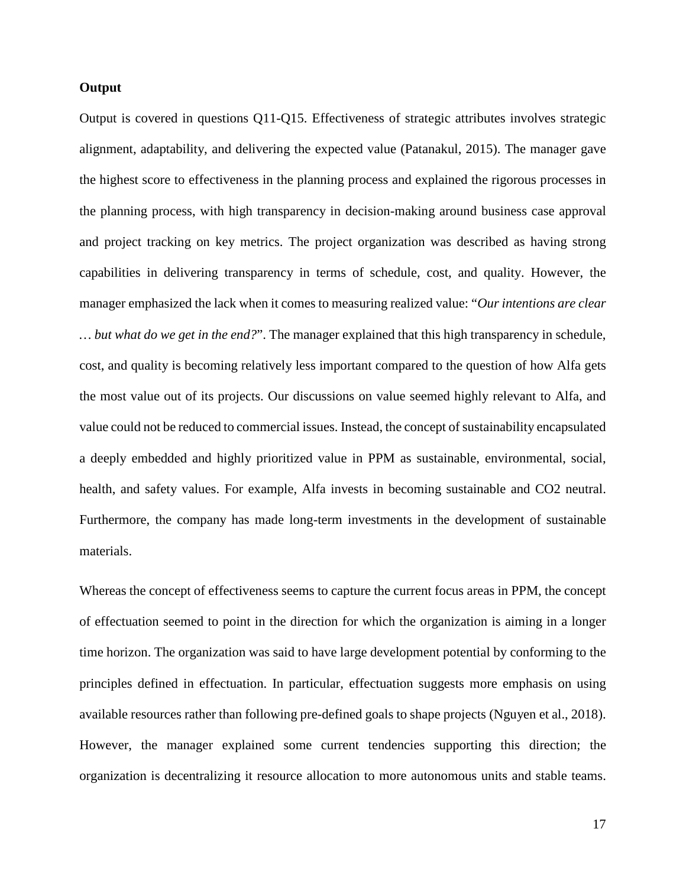**Output**

Output is covered in questions Q11-Q15. Effectiveness of strategic attributes involves strategic alignment, adaptability, and delivering the expected value (Patanakul, 2015). The manager gave the highest score to effectiveness in the planning process and explained the rigorous processes in the planning process, with high transparency in decision-making around business case approval and project tracking on key metrics. The project organization was described as having strong capabilities in delivering transparency in terms of schedule, cost, and quality. However, the manager emphasized the lack when it comes to measuring realized value: "*Our intentions are clear … but what do we get in the end?*". The manager explained that this high transparency in schedule, cost, and quality is becoming relatively less important compared to the question of how Alfa gets the most value out of its projects. Our discussions on value seemed highly relevant to Alfa, and value could not be reduced to commercial issues. Instead, the concept of sustainability encapsulated a deeply embedded and highly prioritized value in PPM as sustainable, environmental, social, health, and safety values. For example, Alfa invests in becoming sustainable and $CO_2$ neutral. Furthermore, the company has made long-term investments in the development of sustainable materials.

Whereas the concept of effectiveness seems to capture the current focus areas in PPM, the concept of effectuation seemed to point in the direction for which the organization is aiming in a longer time horizon. The organization was said to have large development potential by conforming to the principles defined in effectuation. In particular, effectuation suggests more emphasis on using available resources rather than following pre-defined goals to shape projects (Nguyen et al., 2018). However, the manager explained some current tendencies supporting this direction; the organization is decentralizing it resource allocation to more autonomous units and stable teams.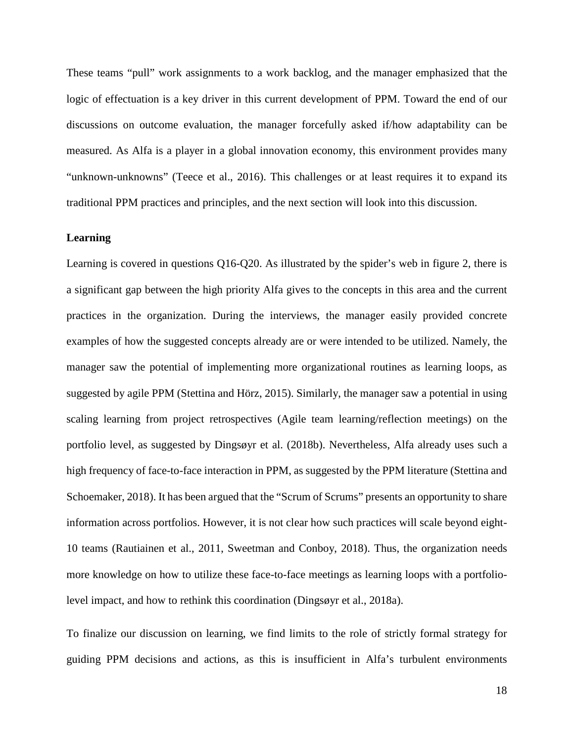These teams "pull" work assignments to a work backlog, and the manager emphasized that the logic of effectuation is a key driver in this current development of PPM. Toward the end of our discussions on outcome evaluation, the manager forcefully asked if/how adaptability can be measured. As Alfa is a player in a global innovation economy, this environment provides many "unknown-unknowns" (Teece et al., 2016). This challenges or at least requires it to expand its traditional PPM practices and principles, and the next section will look into this discussion.

**Learning**

Learning is covered in questions Q16-Q20. As illustrated by the spider's web in figure 2, there is a significant gap between the high priority Alfa gives to the concepts in this area and the current practices in the organization. During the interviews, the manager easily provided concrete examples of how the suggested concepts already are or were intended to be utilized. Namely, the manager saw the potential of implementing more organizational routines as learning loops, as suggested by agile PPM (Stettina and Hörz, 2015). Similarly, the manager saw a potential in using scaling learning from project retrospectives (Agile team learning/reflection meetings) on the portfolio level, as suggested by Dingsøyr et al. (2018b). Nevertheless, Alfa already uses such a high frequency of face-to-face interaction in PPM, as suggested by the PPM literature (Stettina and Schoemaker, 2018). It has been argued that the "Scrum of Scrums" presents an opportunity to share information across portfolios. However, it is not clear how such practices will scale beyond eight-10 teams (Rautiainen et al., 2011, Sweetman and Conboy, 2018). Thus, the organization needs more knowledge on how to utilize these face-to-face meetings as learning loops with a portfolio-level impact, and how to rethink this coordination (Dingsøyr et al., 2018a).

To finalize our discussion on learning, we find limits to the role of strictly formal strategy for guiding PPM decisions and actions, as this is insufficient in Alfa's turbulent environments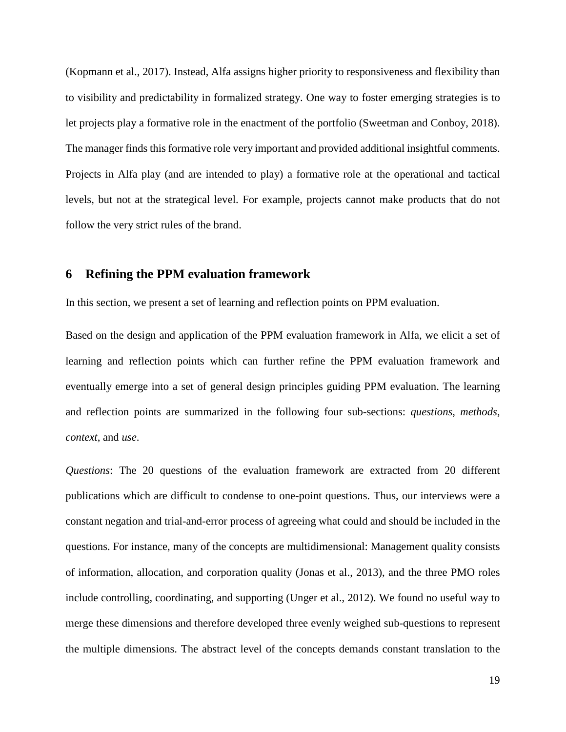(Kopmann et al., 2017). Instead, Alfa assigns higher priority to responsiveness and flexibility than to visibility and predictability in formalized strategy. One way to foster emerging strategies is to let projects play a formative role in the enactment of the portfolio (Sweetman and Conboy, 2018). The manager finds this formative role very important and provided additional insightful comments. Projects in Alfa play (and are intended to play) a formative role at the operational and tactical levels, but not at the strategical level. For example, projects cannot make products that do not follow the very strict rules of the brand.

## 6 Refining the PPM evaluation framework

In this section, we present a set of learning and reflection points on PPM evaluation.

Based on the design and application of the PPM evaluation framework in Alfa, we elicit a set of learning and reflection points which can further refine the PPM evaluation framework and eventually emerge into a set of general design principles guiding PPM evaluation. The learning and reflection points are summarized in the following four sub-sections: *questions*, *methods*, *context*, and *use*.

*Questions*: The 20 questions of the evaluation framework are extracted from 20 different publications which are difficult to condense to one-point questions. Thus, our interviews were a constant negation and trial-and-error process of agreeing what could and should be included in the questions. For instance, many of the concepts are multidimensional: Management quality consists of information, allocation, and corporation quality (Jonas et al., 2013), and the three PMO roles include controlling, coordinating, and supporting (Unger et al., 2012). We found no useful way to merge these dimensions and therefore developed three evenly weighed sub-questions to represent the multiple dimensions. The abstract level of the concepts demands constant translation to the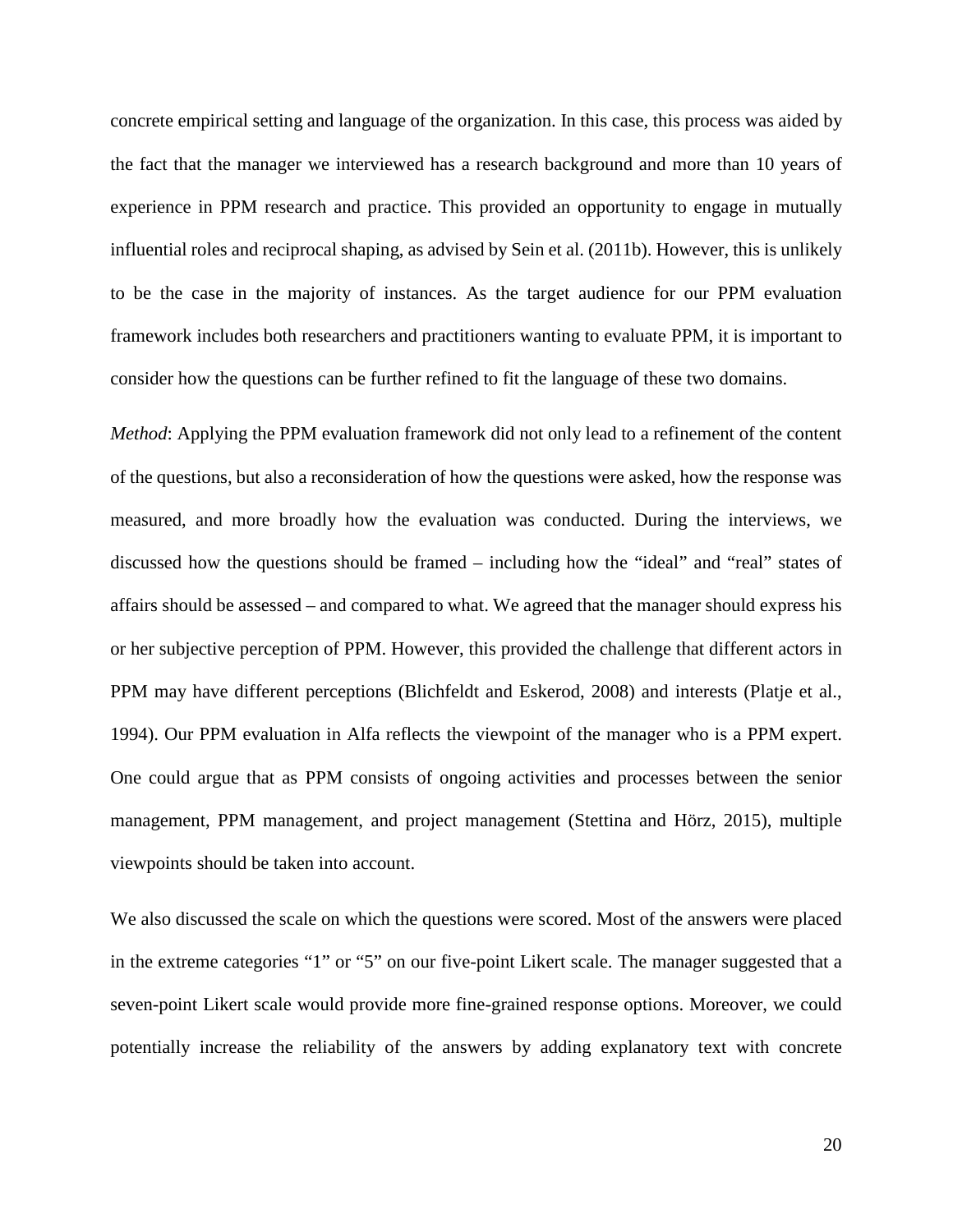concrete empirical setting and language of the organization. In this case, this process was aided by the fact that the manager we interviewed has a research background and more than 10 years of experience in PPM research and practice. This provided an opportunity to engage in mutually influential roles and reciprocal shaping, as advised by Sein et al. (2011b). However, this is unlikely to be the case in the majority of instances. As the target audience for our PPM evaluation framework includes both researchers and practitioners wanting to evaluate PPM, it is important to consider how the questions can be further refined to fit the language of these two domains.

*Method*: Applying the PPM evaluation framework did not only lead to a refinement of the content of the questions, but also a reconsideration of how the questions were asked, how the response was measured, and more broadly how the evaluation was conducted. During the interviews, we discussed how the questions should be framed – including how the "ideal" and "real" states of affairs should be assessed – and compared to what. We agreed that the manager should express his or her subjective perception of PPM. However, this provided the challenge that different actors in PPM may have different perceptions (Blichfeldt and Eskerod, 2008) and interests (Platje et al., 1994). Our PPM evaluation in Alfa reflects the viewpoint of the manager who is a PPM expert. One could argue that as PPM consists of ongoing activities and processes between the senior management, PPM management, and project management (Stettina and Hörz, 2015), multiple viewpoints should be taken into account.

We also discussed the scale on which the questions were scored. Most of the answers were placed in the extreme categories "1" or "5" on our five-point Likert scale. The manager suggested that a seven-point Likert scale would provide more fine-grained response options. Moreover, we could potentially increase the reliability of the answers by adding explanatory text with concrete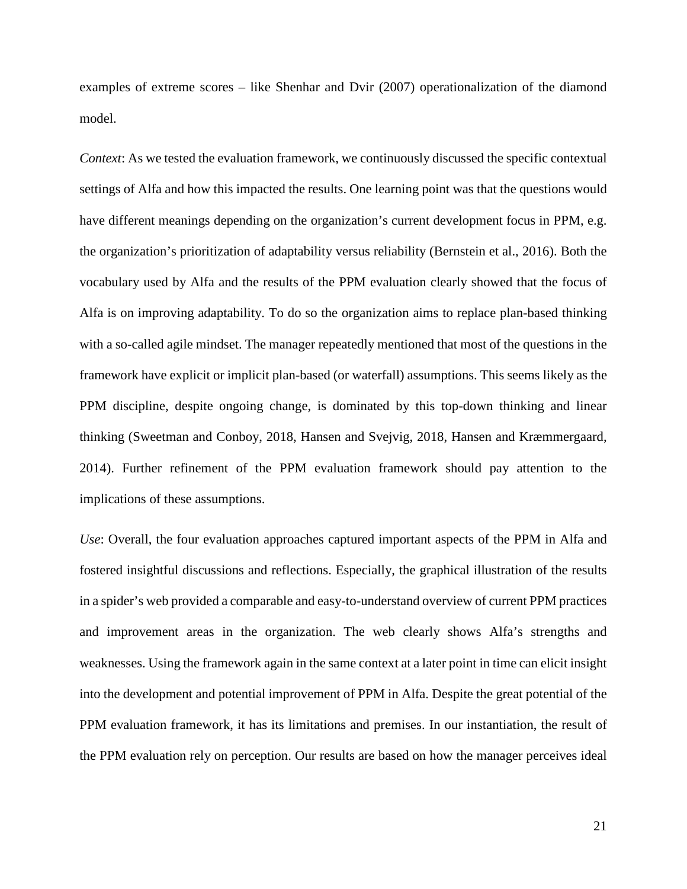examples of extreme scores – like Shenhar and Dvir (2007) operationalization of the diamond model.

*Context*: As we tested the evaluation framework, we continuously discussed the specific contextual settings of Alfa and how this impacted the results. One learning point was that the questions would have different meanings depending on the organization's current development focus in PPM, e.g. the organization's prioritization of adaptability versus reliability (Bernstein et al., 2016). Both the vocabulary used by Alfa and the results of the PPM evaluation clearly showed that the focus of Alfa is on improving adaptability. To do so the organization aims to replace plan-based thinking with a so-called agile mindset. The manager repeatedly mentioned that most of the questions in the framework have explicit or implicit plan-based (or waterfall) assumptions. This seems likely as the PPM discipline, despite ongoing change, is dominated by this top-down thinking and linear thinking (Sweetman and Conboy, 2018, Hansen and Svejvig, 2018, Hansen and Kræmmergaard, 2014). Further refinement of the PPM evaluation framework should pay attention to the implications of these assumptions.

*Use*: Overall, the four evaluation approaches captured important aspects of the PPM in Alfa and fostered insightful discussions and reflections. Especially, the graphical illustration of the results in a spider's web provided a comparable and easy-to-understand overview of current PPM practices and improvement areas in the organization. The web clearly shows Alfa's strengths and weaknesses. Using the framework again in the same context at a later point in time can elicit insight into the development and potential improvement of PPM in Alfa. Despite the great potential of the PPM evaluation framework, it has its limitations and premises. In our instantiation, the result of the PPM evaluation rely on perception. Our results are based on how the manager perceives ideal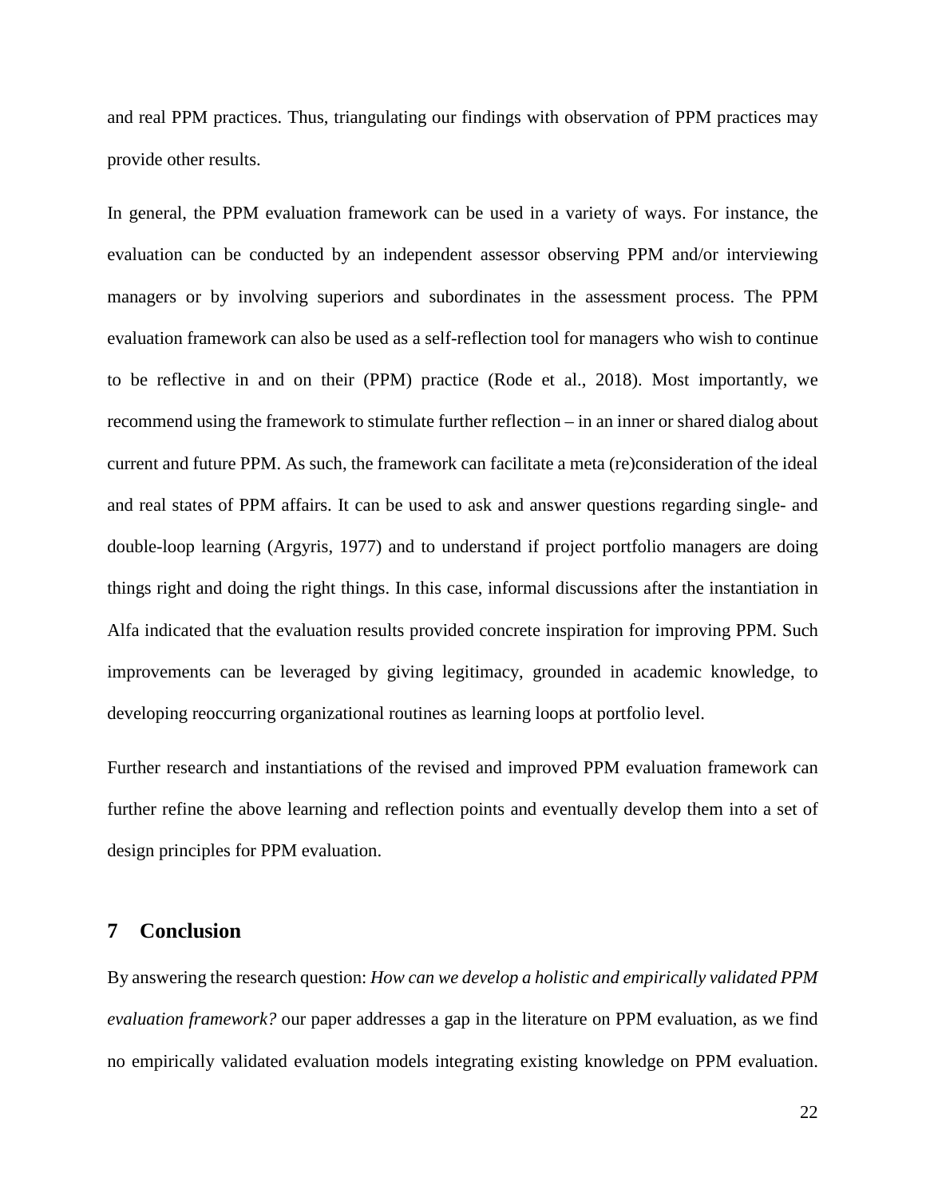and real PPM practices. Thus, triangulating our findings with observation of PPM practices may provide other results.

In general, the PPM evaluation framework can be used in a variety of ways. For instance, the evaluation can be conducted by an independent assessor observing PPM and/or interviewing managers or by involving superiors and subordinates in the assessment process. The PPM evaluation framework can also be used as a self-reflection tool for managers who wish to continue to be reflective in and on their (PPM) practice (Rode et al., 2018). Most importantly, we recommend using the framework to stimulate further reflection – in an inner or shared dialog about current and future PPM. As such, the framework can facilitate a meta (re)consideration of the ideal and real states of PPM affairs. It can be used to ask and answer questions regarding single- and double-loop learning (Argyris, 1977) and to understand if project portfolio managers are doing things right and doing the right things. In this case, informal discussions after the instantiation in Alfa indicated that the evaluation results provided concrete inspiration for improving PPM. Such improvements can be leveraged by giving legitimacy, grounded in academic knowledge, to developing reoccurring organizational routines as learning loops at portfolio level.

Further research and instantiations of the revised and improved PPM evaluation framework can further refine the above learning and reflection points and eventually develop them into a set of design principles for PPM evaluation.

## 7 Conclusion

By answering the research question: *How can we develop a holistic and empirically validated PPM evaluation framework?* our paper addresses a gap in the literature on PPM evaluation, as we find no empirically validated evaluation models integrating existing knowledge on PPM evaluation.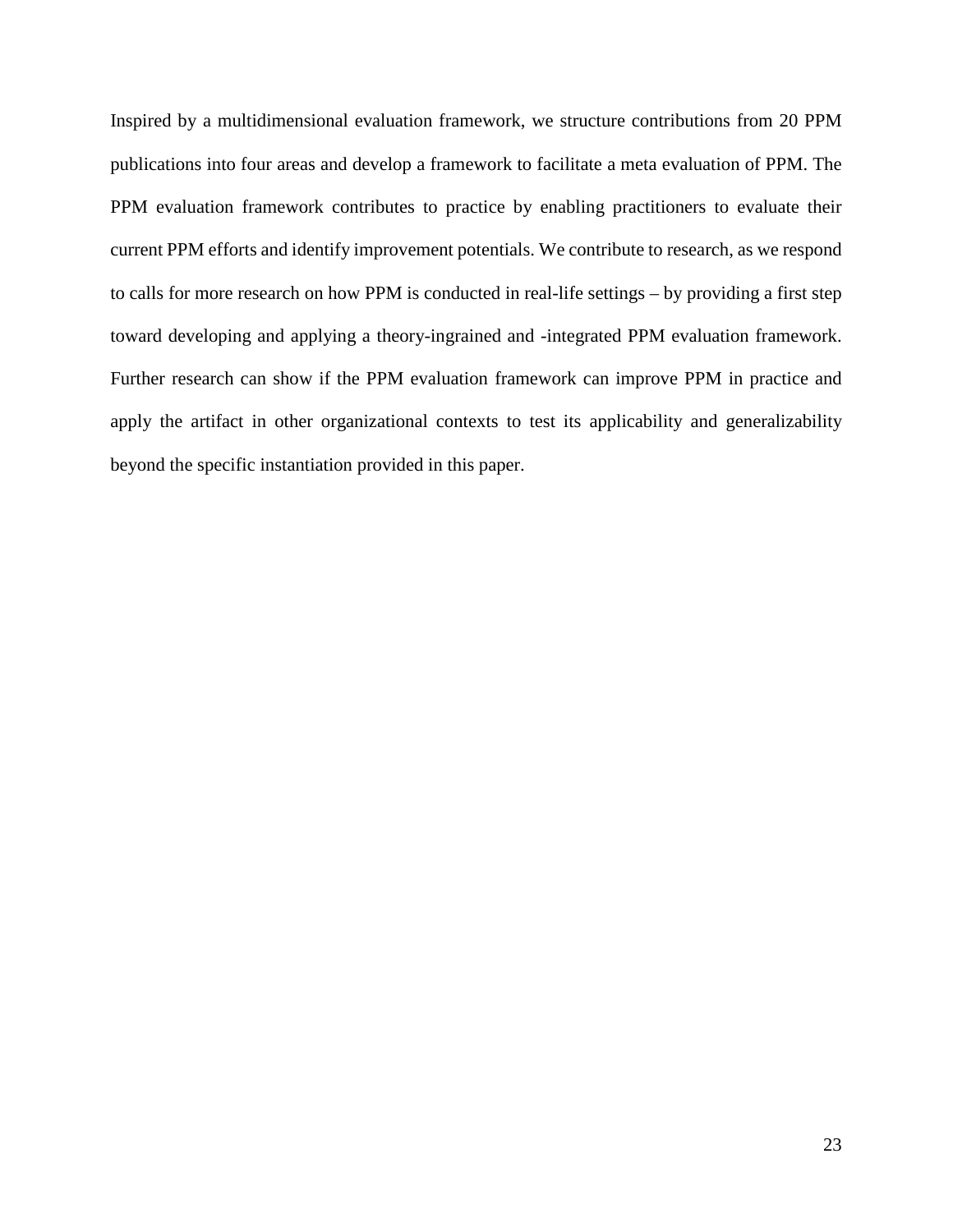Inspired by a multidimensional evaluation framework, we structure contributions from 20 PPM publications into four areas and develop a framework to facilitate a meta evaluation of PPM. The PPM evaluation framework contributes to practice by enabling practitioners to evaluate their current PPM efforts and identify improvement potentials. We contribute to research, as we respond to calls for more research on how PPM is conducted in real-life settings – by providing a first step toward developing and applying a theory-ingrained and -integrated PPM evaluation framework. Further research can show if the PPM evaluation framework can improve PPM in practice and apply the artifact in other organizational contexts to test its applicability and generalizability beyond the specific instantiation provided in this paper.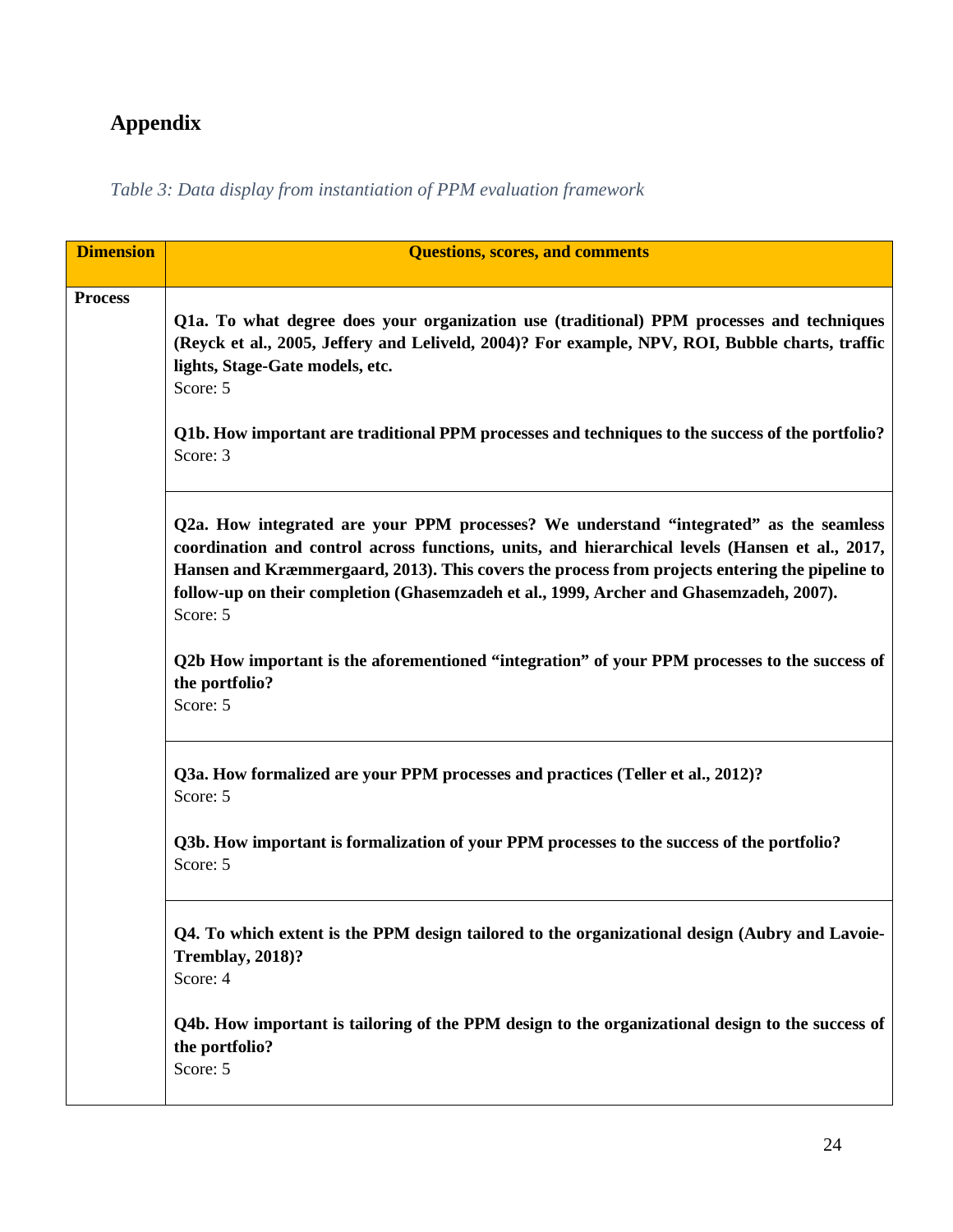## Appendix

*Table 3: Data display from instantiation of PPM evaluation framework*

| Dimension | Questions, scores, and comments |
|---|---|
| **Process** | **Q1a. To what degree does your organization use (traditional) PPM processes and techniques (Reyck et al., 2005, Jeffery and Leliveld, 2004)? For example, NPV, ROI, Bubble charts, traffic lights, Stage-Gate models, etc.** <br> Score: 5 <br><br> **Q1b. How important are traditional PPM processes and techniques to the success of the portfolio?** <br> Score: 3 |
| | **Q2a. How integrated are your PPM processes? We understand "integrated" as the seamless coordination and control across functions, units, and hierarchical levels (Hansen et al., 2017, Hansen and Kræmmergaard, 2013). This covers the process from projects entering the pipeline to follow-up on their completion (Ghasemzadeh et al., 1999, Archer and Ghasemzadeh, 2007).** <br> Score: 5 <br><br> **Q2b How important is the aforementioned "integration" of your PPM processes to the success of the portfolio?** <br> Score: 5 |
| | **Q3a. How formalized are your PPM processes and practices (Teller et al., 2012)?** <br> Score: 5 <br><br> **Q3b. How important is formalization of your PPM processes to the success of the portfolio?** <br> Score: 5 |
| | **Q4. To which extent is the PPM design tailored to the organizational design (Aubry and Lavoie-Tremblay, 2018)?** <br> Score: 4 <br><br> **Q4b. How important is tailoring of the PPM design to the organizational design to the success of the portfolio?** <br> Score: 5 |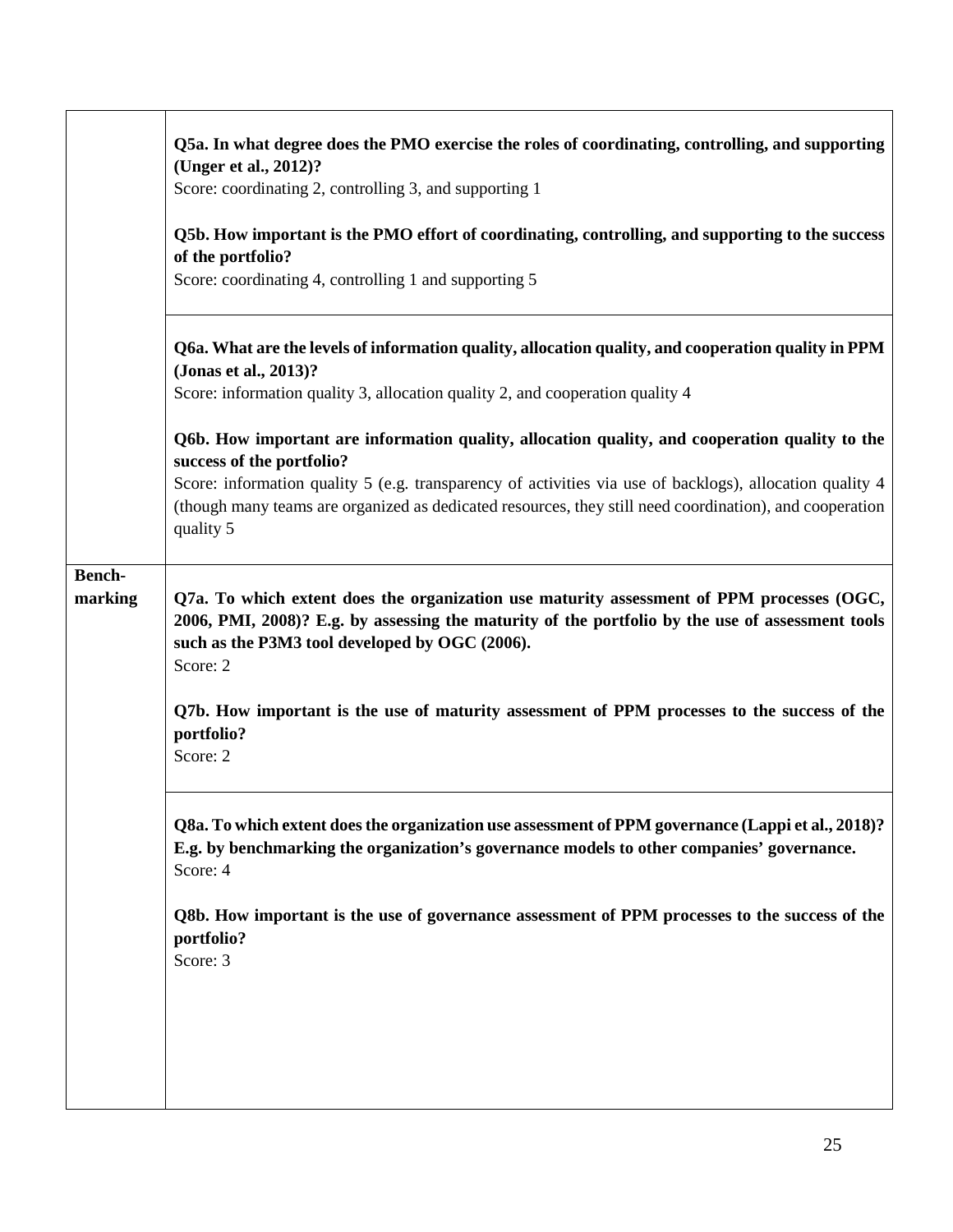| | |
|---|---|
| | **Q5a. In what degree does the PMO exercise the roles of coordinating, controlling, and supporting (Unger et al., 2012)?**<br>Score: coordinating 2, controlling 3, and supporting 1<br><br>**Q5b. How important is the PMO effort of coordinating, controlling, and supporting to the success of the portfolio?**<br>Score: coordinating 4, controlling 1 and supporting 5 |
| | **Q6a. What are the levels of information quality, allocation quality, and cooperation quality in PPM (Jonas et al., 2013)?**<br>Score: information quality 3, allocation quality 2, and cooperation quality 4<br><br>**Q6b. How important are information quality, allocation quality, and cooperation quality to the success of the portfolio?**<br>Score: information quality 5 (e.g. transparency of activities via use of backlogs), allocation quality 4 (though many teams are organized as dedicated resources, they still need coordination), and cooperation quality 5 |
| **Bench-marking** | **Q7a. To which extent does the organization use maturity assessment of PPM processes (OGC, 2006, PMI, 2008)? E.g. by assessing the maturity of the portfolio by the use of assessment tools such as the P3M3 tool developed by OGC (2006).**<br>Score: 2<br><br>**Q7b. How important is the use of maturity assessment of PPM processes to the success of the portfolio?**<br>Score: 2 |
| | **Q8a. To which extent does the organization use assessment of PPM governance (Lappi et al., 2018)? E.g. by benchmarking the organization's governance models to other companies' governance.**<br>Score: 4<br><br>**Q8b. How important is the use of governance assessment of PPM processes to the success of the portfolio?**<br>Score: 3 |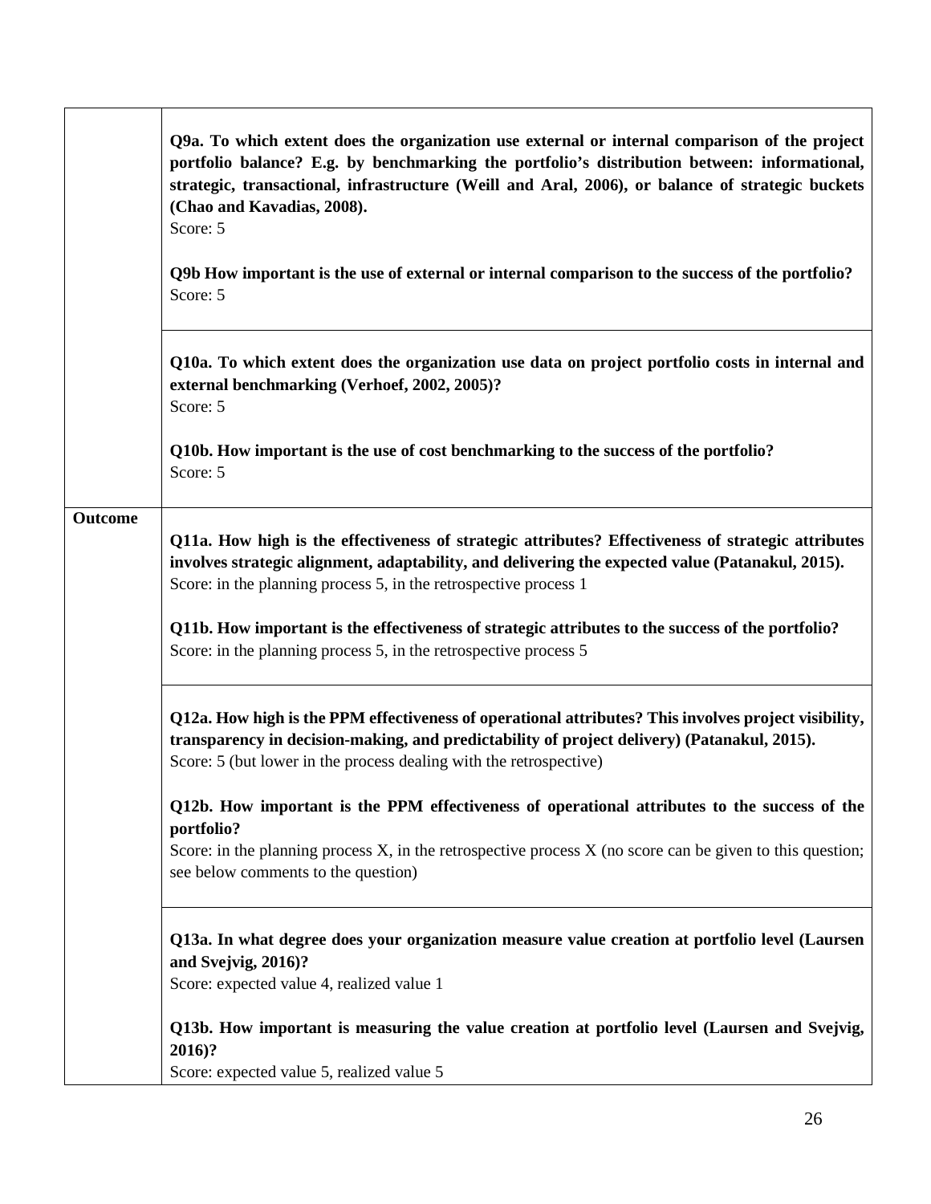|  |  |
|---|---|
|  | **Q9a. To which extent does the organization use external or internal comparison of the project portfolio balance? E.g. by benchmarking the portfolio's distribution between: informational, strategic, transactional, infrastructure (Weill and Aral, 2006), or balance of strategic buckets (Chao and Kavadias, 2008).**<br>Score: 5<br><br>**Q9b How important is the use of external or internal comparison to the success of the portfolio?**<br>Score: 5 |
|  | **Q10a. To which extent does the organization use data on project portfolio costs in internal and external benchmarking (Verhoef, 2002, 2005)?**<br>Score: 5<br><br>**Q10b. How important is the use of cost benchmarking to the success of the portfolio?**<br>Score: 5 |
| **Outcome** | **Q11a. How high is the effectiveness of strategic attributes? Effectiveness of strategic attributes involves strategic alignment, adaptability, and delivering the expected value (Patanakul, 2015).**<br>Score: in the planning process 5, in the retrospective process 1<br><br>**Q11b. How important is the effectiveness of strategic attributes to the success of the portfolio?**<br>Score: in the planning process 5, in the retrospective process 5 |
|  | **Q12a. How high is the PPM effectiveness of operational attributes? This involves project visibility, transparency in decision-making, and predictability of project delivery) (Patanakul, 2015).**<br>Score: 5 (but lower in the process dealing with the retrospective)<br><br>**Q12b. How important is the PPM effectiveness of operational attributes to the success of the portfolio?**<br>Score: in the planning process X, in the retrospective process X (no score can be given to this question; see below comments to the question) |
|  | **Q13a. In what degree does your organization measure value creation at portfolio level (Laursen and Svejvig, 2016)?**<br>Score: expected value 4, realized value 1<br><br>**Q13b. How important is measuring the value creation at portfolio level (Laursen and Svejvig, 2016)?**<br>Score: expected value 5, realized value 5 |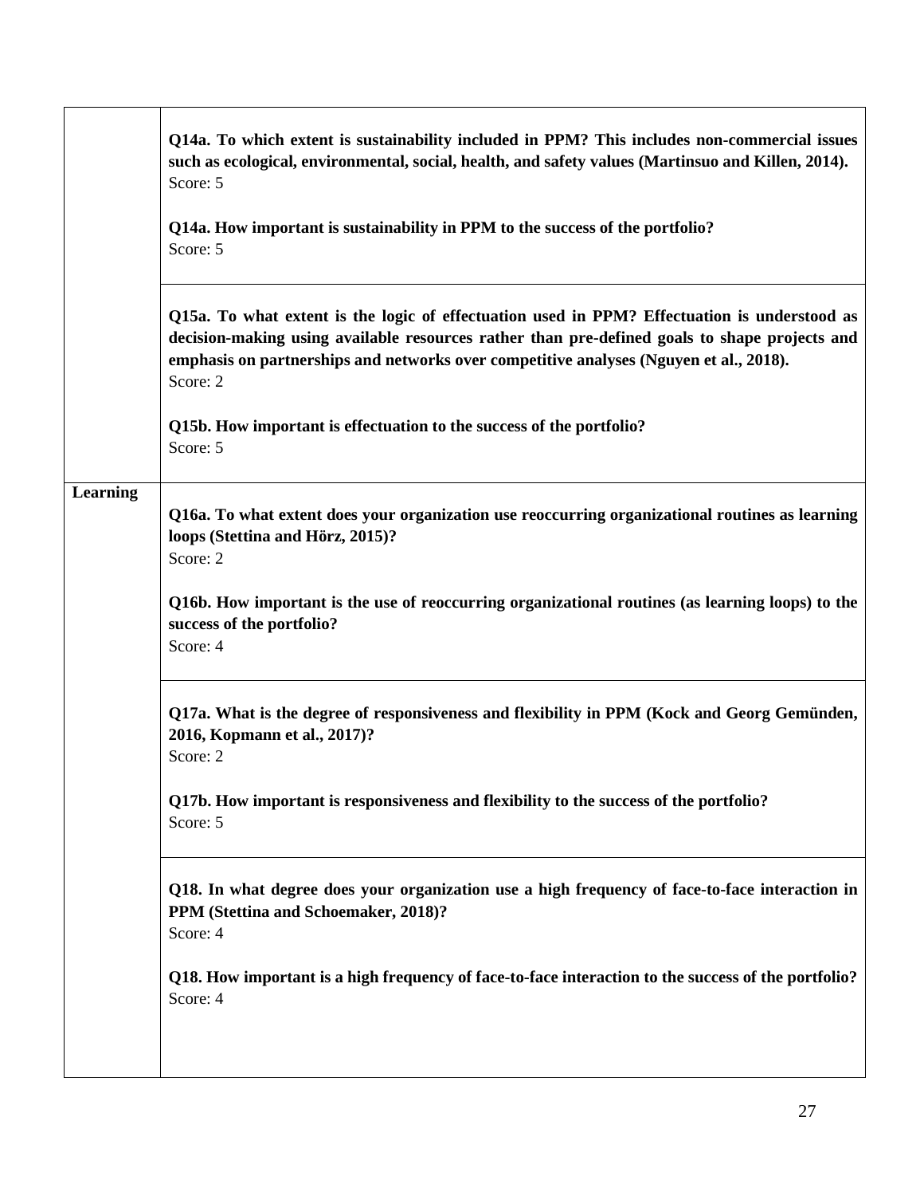|  |  |
|---|---|
|  | **Q14a. To which extent is sustainability included in PPM? This includes non-commercial issues such as ecological, environmental, social, health, and safety values (Martinsuo and Killen, 2014).**<br>Score: 5<br><br>**Q14a. How important is sustainability in PPM to the success of the portfolio?**<br>Score: 5 |
|  | **Q15a. To what extent is the logic of effectuation used in PPM? Effectuation is understood as decision-making using available resources rather than pre-defined goals to shape projects and emphasis on partnerships and networks over competitive analyses (Nguyen et al., 2018).**<br>Score: 2<br><br>**Q15b. How important is effectuation to the success of the portfolio?**<br>Score: 5 |
| **Learning** | **Q16a. To what extent does your organization use reoccurring organizational routines as learning loops (Stettina and Hörz, 2015)?**<br>Score: 2<br><br>**Q16b. How important is the use of reoccurring organizational routines (as learning loops) to the success of the portfolio?**<br>Score: 4 |
|  | **Q17a. What is the degree of responsiveness and flexibility in PPM (Kock and Georg Gemünden, 2016, Kopmann et al., 2017)?**<br>Score: 2<br><br>**Q17b. How important is responsiveness and flexibility to the success of the portfolio?**<br>Score: 5 |
|  | **Q18. In what degree does your organization use a high frequency of face-to-face interaction in PPM (Stettina and Schoemaker, 2018)?**<br>Score: 4<br><br>**Q18. How important is a high frequency of face-to-face interaction to the success of the portfolio?**<br>Score: 4 |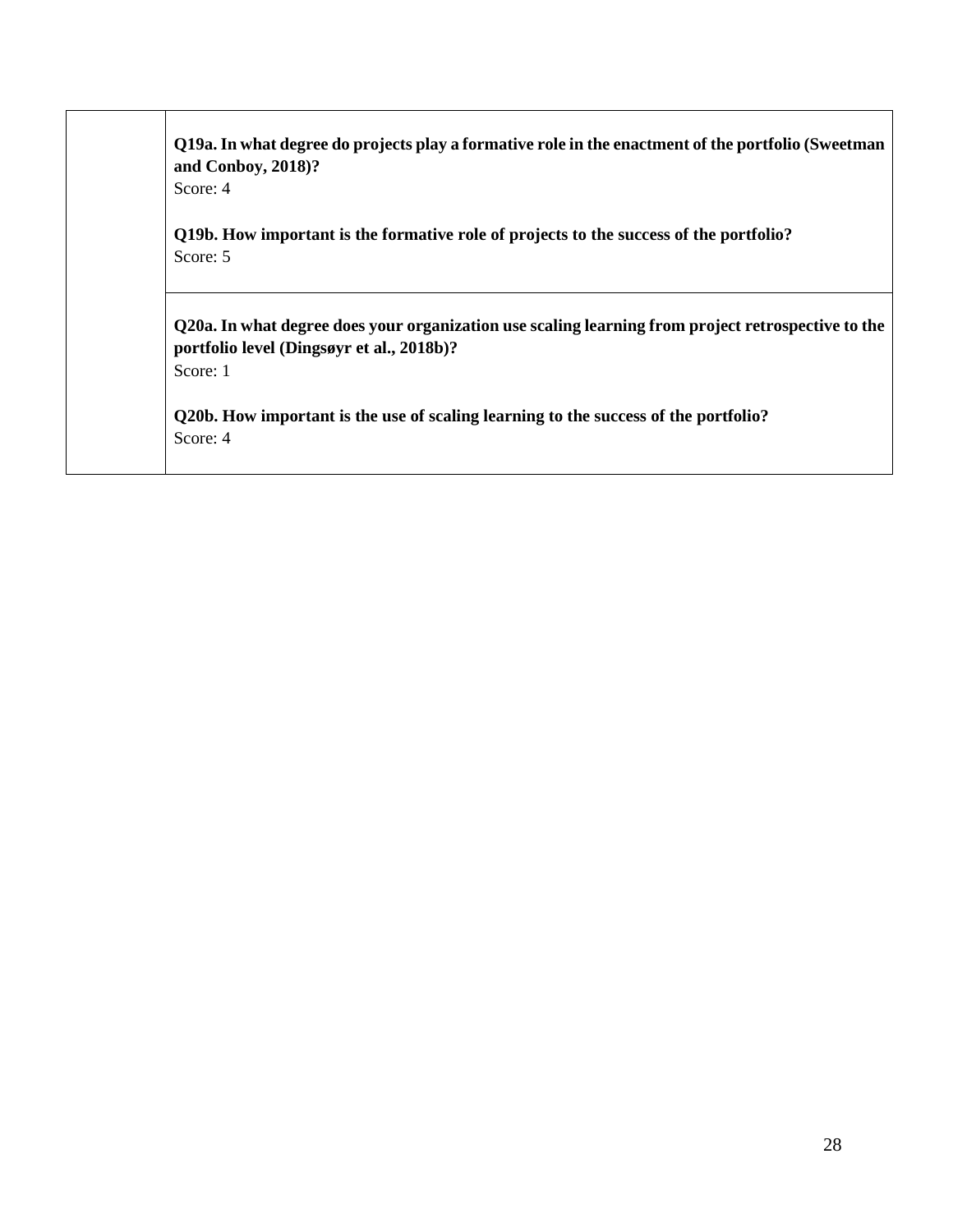| | |
|---|---|
| | **Q19a. In what degree do projects play a formative role in the enactment of the portfolio (Sweetman and Conboy, 2018)?**<br>Score: 4<br><br>**Q19b. How important is the formative role of projects to the success of the portfolio?**<br>Score: 5 |
| | **Q20a. In what degree does your organization use scaling learning from project retrospective to the portfolio level (Dingsøyr et al., 2018b)?**<br>Score: 1<br><br>**Q20b. How important is the use of scaling learning to the success of the portfolio?**<br>Score: 4 |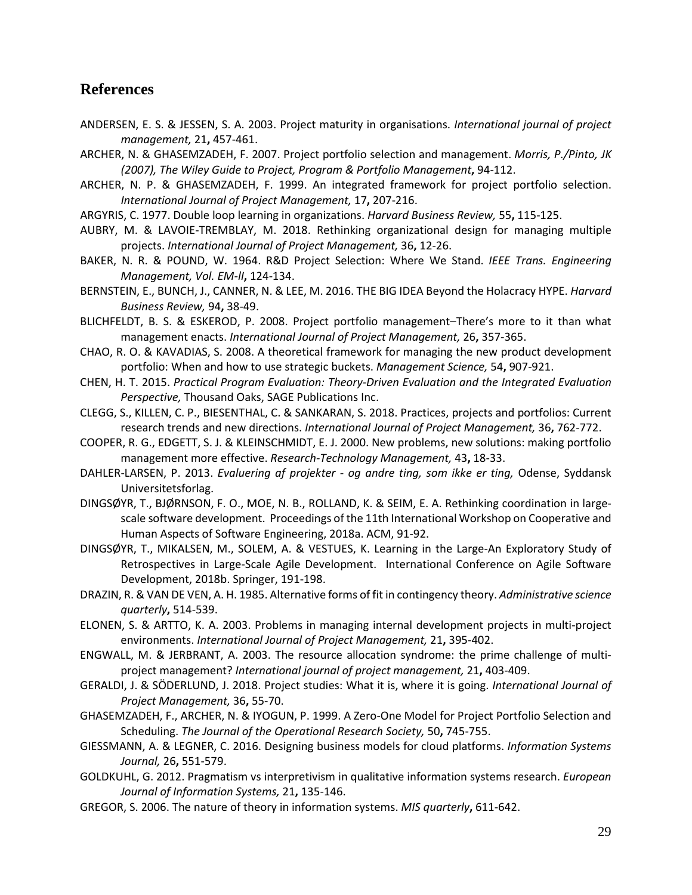## References

ANDERSEN, E. S. & JESSEN, S. A. 2003. Project maturity in organisations. *International journal of project management,* 21**,** 457-461.

ARCHER, N. & GHASEMZADEH, F. 2007. Project portfolio selection and management. *Morris, P./Pinto, JK (2007), The Wiley Guide to Project, Program & Portfolio Management***,** 94-112.

ARCHER, N. P. & GHASEMZADEH, F. 1999. An integrated framework for project portfolio selection. *International Journal of Project Management,* 17**,** 207-216.

ARGYRIS, C. 1977. Double loop learning in organizations. *Harvard Business Review,* 55**,** 115-125.

AUBRY, M. & LAVOIE-TREMBLAY, M. 2018. Rethinking organizational design for managing multiple projects. *International Journal of Project Management,* 36**,** 12-26.

BAKER, N. R. & POUND, W. 1964. R&D Project Selection: Where We Stand. *IEEE Trans. Engineering Management, Vol. EM-lI***,** 124-134.

BERNSTEIN, E., BUNCH, J., CANNER, N. & LEE, M. 2016. THE BIG IDEA Beyond the Holacracy HYPE. *Harvard Business Review,* 94**,** 38-49.

BLICHFELDT, B. S. & ESKEROD, P. 2008. Project portfolio management–There's more to it than what management enacts. *International Journal of Project Management,* 26**,** 357-365.

CHAO, R. O. & KAVADIAS, S. 2008. A theoretical framework for managing the new product development portfolio: When and how to use strategic buckets. *Management Science,* 54**,** 907-921.

CHEN, H. T. 2015. *Practical Program Evaluation: Theory-Driven Evaluation and the Integrated Evaluation Perspective,* Thousand Oaks, SAGE Publications Inc.

CLEGG, S., KILLEN, C. P., BIESENTHAL, C. & SANKARAN, S. 2018. Practices, projects and portfolios: Current research trends and new directions. *International Journal of Project Management,* 36**,** 762-772.

COOPER, R. G., EDGETT, S. J. & KLEINSCHMIDT, E. J. 2000. New problems, new solutions: making portfolio management more effective. *Research-Technology Management,* 43**,** 18-33.

DAHLER-LARSEN, P. 2013. *Evaluering af projekter - og andre ting, som ikke er ting,* Odense, Syddansk Universitetsforlag.

DINGSØYR, T., BJØRNSON, F. O., MOE, N. B., ROLLAND, K. & SEIM, E. A. Rethinking coordination in large-scale software development. Proceedings of the 11th International Workshop on Cooperative and Human Aspects of Software Engineering, 2018a. ACM, 91-92.

DINGSØYR, T., MIKALSEN, M., SOLEM, A. & VESTUES, K. Learning in the Large-An Exploratory Study of Retrospectives in Large-Scale Agile Development. International Conference on Agile Software Development, 2018b. Springer, 191-198.

DRAZIN, R. & VAN DE VEN, A. H. 1985. Alternative forms of fit in contingency theory. *Administrative science quarterly***,** 514-539.

ELONEN, S. & ARTTO, K. A. 2003. Problems in managing internal development projects in multi-project environments. *International Journal of Project Management,* 21**,** 395-402.

ENGWALL, M. & JERBRANT, A. 2003. The resource allocation syndrome: the prime challenge of multi-project management? *International journal of project management,* 21**,** 403-409.

GERALDI, J. & SÖDERLUND, J. 2018. Project studies: What it is, where it is going. *International Journal of Project Management,* 36**,** 55-70.

GHASEMZADEH, F., ARCHER, N. & IYOGUN, P. 1999. A Zero-One Model for Project Portfolio Selection and Scheduling. *The Journal of the Operational Research Society,* 50**,** 745-755.

GIESSMANN, A. & LEGNER, C. 2016. Designing business models for cloud platforms. *Information Systems Journal,* 26**,** 551-579.

GOLDKUHL, G. 2012. Pragmatism vs interpretivism in qualitative information systems research. *European Journal of Information Systems,* 21**,** 135-146.

GREGOR, S. 2006. The nature of theory in information systems. *MIS quarterly***,** 611-642.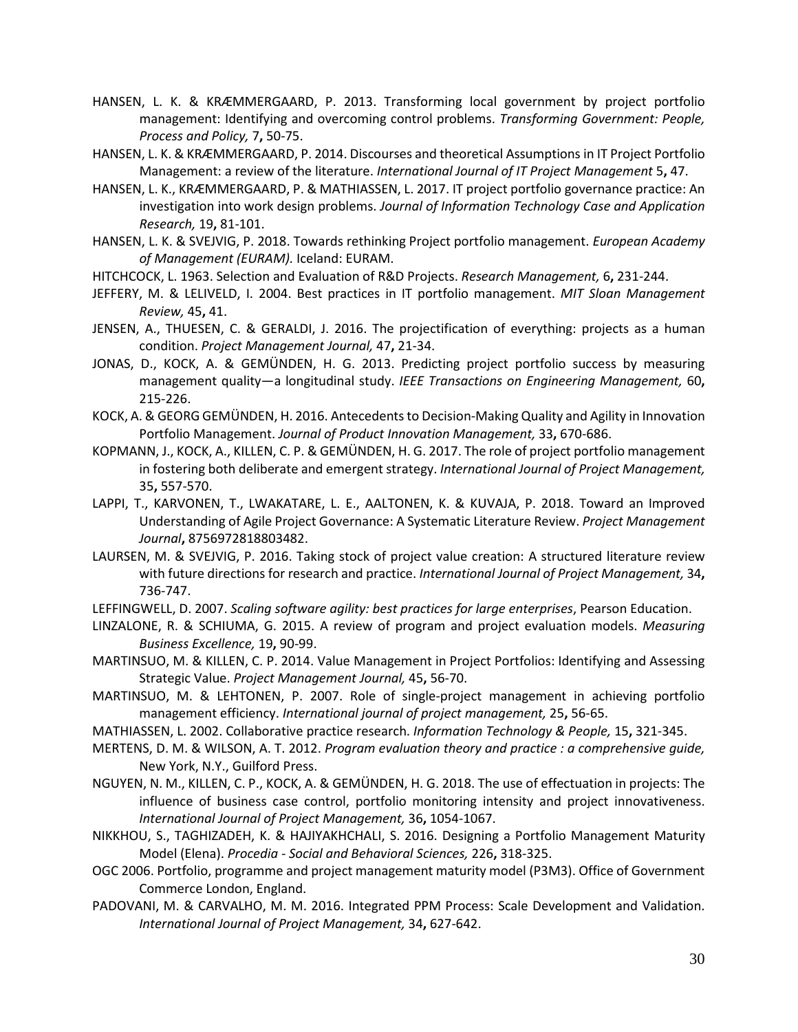HANSEN, L. K. & KRÆMMERGAARD, P. 2013. Transforming local government by project portfolio management: Identifying and overcoming control problems. *Transforming Government: People, Process and Policy,* 7**,** 50-75.

HANSEN, L. K. & KRÆMMERGAARD, P. 2014. Discourses and theoretical Assumptions in IT Project Portfolio Management: a review of the literature. *International Journal of IT Project Management* 5**,** 47.

HANSEN, L. K., KRÆMMERGAARD, P. & MATHIASSEN, L. 2017. IT project portfolio governance practice: An investigation into work design problems. *Journal of Information Technology Case and Application Research,* 19**,** 81-101.

HANSEN, L. K. & SVEJVIG, P. 2018. Towards rethinking Project portfolio management. *European Academy of Management (EURAM).* Iceland: EURAM.

HITCHCOCK, L. 1963. Selection and Evaluation of R&D Projects. *Research Management,* 6**,** 231-244.

JEFFERY, M. & LELIVELD, I. 2004. Best practices in IT portfolio management. *MIT Sloan Management Review,* 45**,** 41.

JENSEN, A., THUESEN, C. & GERALDI, J. 2016. The projectification of everything: projects as a human condition. *Project Management Journal,* 47**,** 21-34.

JONAS, D., KOCK, A. & GEMÜNDEN, H. G. 2013. Predicting project portfolio success by measuring management quality—a longitudinal study. *IEEE Transactions on Engineering Management,* 60**,** 215-226.

KOCK, A. & GEORG GEMÜNDEN, H. 2016. Antecedents to Decision-Making Quality and Agility in Innovation Portfolio Management. *Journal of Product Innovation Management,* 33**,** 670-686.

KOPMANN, J., KOCK, A., KILLEN, C. P. & GEMÜNDEN, H. G. 2017. The role of project portfolio management in fostering both deliberate and emergent strategy. *International Journal of Project Management,* 35**,** 557-570.

LAPPI, T., KARVONEN, T., LWAKATARE, L. E., AALTONEN, K. & KUVAJA, P. 2018. Toward an Improved Understanding of Agile Project Governance: A Systematic Literature Review. *Project Management Journal***,** 8756972818803482.

LAURSEN, M. & SVEJVIG, P. 2016. Taking stock of project value creation: A structured literature review with future directions for research and practice. *International Journal of Project Management,* 34**,** 736-747.

LEFFINGWELL, D. 2007. *Scaling software agility: best practices for large enterprises*, Pearson Education.

LINZALONE, R. & SCHIUMA, G. 2015. A review of program and project evaluation models. *Measuring Business Excellence,* 19**,** 90-99.

MARTINSUO, M. & KILLEN, C. P. 2014. Value Management in Project Portfolios: Identifying and Assessing Strategic Value. *Project Management Journal,* 45**,** 56-70.

MARTINSUO, M. & LEHTONEN, P. 2007. Role of single-project management in achieving portfolio management efficiency. *International journal of project management,* 25**,** 56-65.

MATHIASSEN, L. 2002. Collaborative practice research. *Information Technology & People,* 15**,** 321-345.

MERTENS, D. M. & WILSON, A. T. 2012. *Program evaluation theory and practice : a comprehensive guide,* New York, N.Y., Guilford Press.

NGUYEN, N. M., KILLEN, C. P., KOCK, A. & GEMÜNDEN, H. G. 2018. The use of effectuation in projects: The influence of business case control, portfolio monitoring intensity and project innovativeness. *International Journal of Project Management,* 36**,** 1054-1067.

NIKKHOU, S., TAGHIZADEH, K. & HAJIYAKHCHALI, S. 2016. Designing a Portfolio Management Maturity Model (Elena). *Procedia - Social and Behavioral Sciences,* 226**,** 318-325.

OGC 2006. Portfolio, programme and project management maturity model (P3M3). Office of Government Commerce London, England.

PADOVANI, M. & CARVALHO, M. M. 2016. Integrated PPM Process: Scale Development and Validation. *International Journal of Project Management,* 34**,** 627-642.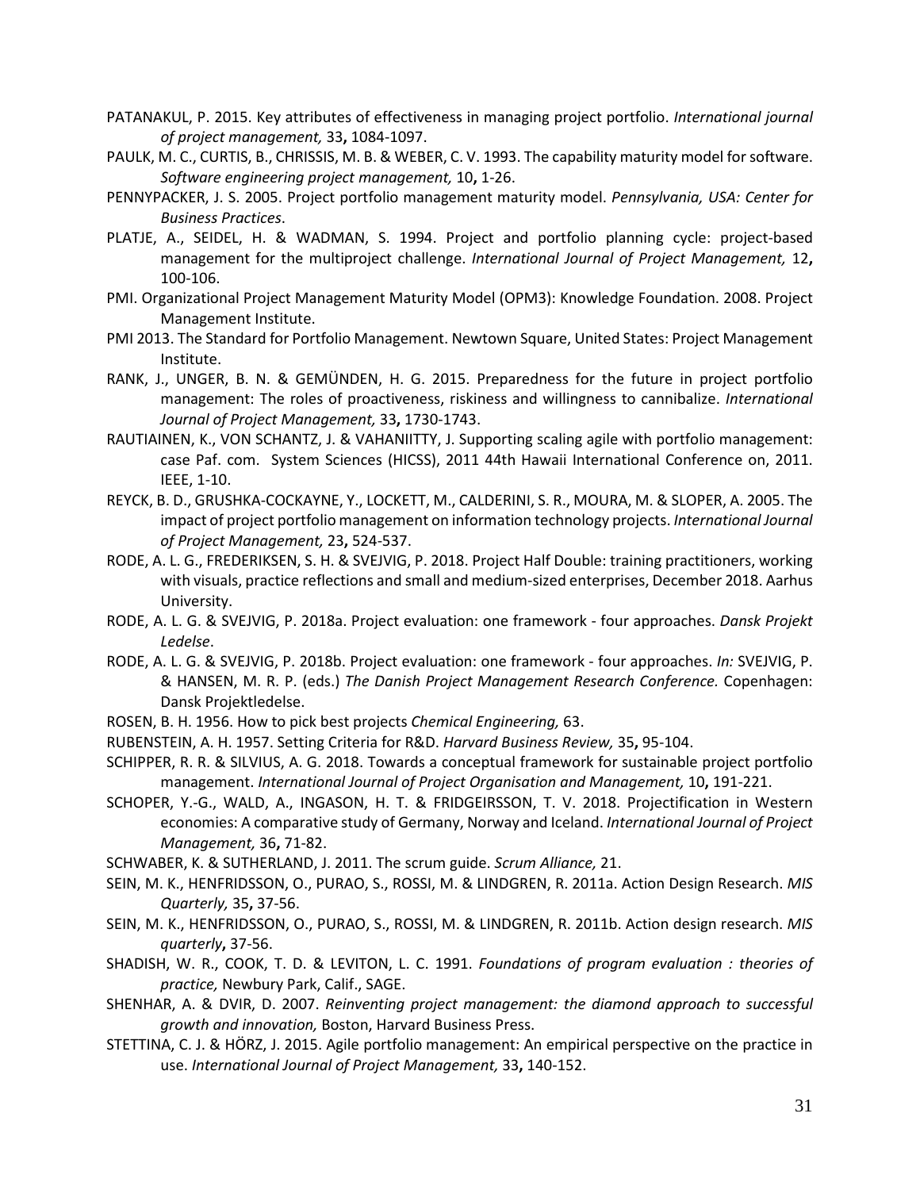PATANAKUL, P. 2015. Key attributes of effectiveness in managing project portfolio. *International journal of project management,* 33**,** 1084-1097.

PAULK, M. C., CURTIS, B., CHRISSIS, M. B. & WEBER, C. V. 1993. The capability maturity model for software. *Software engineering project management,* 10**,** 1-26.

PENNYPACKER, J. S. 2005. Project portfolio management maturity model. *Pennsylvania, USA: Center for Business Practices*.

PLATJE, A., SEIDEL, H. & WADMAN, S. 1994. Project and portfolio planning cycle: project-based management for the multiproject challenge. *International Journal of Project Management,* 12**,** 100-106.

PMI. Organizational Project Management Maturity Model (OPM3): Knowledge Foundation. 2008. Project Management Institute.

PMI 2013. The Standard for Portfolio Management. Newtown Square, United States: Project Management Institute.

RANK, J., UNGER, B. N. & GEMÜNDEN, H. G. 2015. Preparedness for the future in project portfolio management: The roles of proactiveness, riskiness and willingness to cannibalize. *International Journal of Project Management,* 33**,** 1730-1743.

RAUTIAINEN, K., VON SCHANTZ, J. & VAHANIITTY, J. Supporting scaling agile with portfolio management: case Paf. com. System Sciences (HICSS), 2011 44th Hawaii International Conference on, 2011. IEEE, 1-10.

REYCK, B. D., GRUSHKA-COCKAYNE, Y., LOCKETT, M., CALDERINI, S. R., MOURA, M. & SLOPER, A. 2005. The impact of project portfolio management on information technology projects. *International Journal of Project Management,* 23**,** 524-537.

RODE, A. L. G., FREDERIKSEN, S. H. & SVEJVIG, P. 2018. Project Half Double: training practitioners, working with visuals, practice reflections and small and medium-sized enterprises, December 2018. Aarhus University.

RODE, A. L. G. & SVEJVIG, P. 2018a. Project evaluation: one framework - four approaches. *Dansk Projekt Ledelse*.

RODE, A. L. G. & SVEJVIG, P. 2018b. Project evaluation: one framework - four approaches. *In:* SVEJVIG, P. & HANSEN, M. R. P. (eds.) *The Danish Project Management Research Conference.* Copenhagen: Dansk Projektledelse.

ROSEN, B. H. 1956. How to pick best projects *Chemical Engineering,* 63.

RUBENSTEIN, A. H. 1957. Setting Criteria for R&D. *Harvard Business Review,* 35**,** 95-104.

SCHIPPER, R. R. & SILVIUS, A. G. 2018. Towards a conceptual framework for sustainable project portfolio management. *International Journal of Project Organisation and Management,* 10**,** 191-221.

SCHOPER, Y.-G., WALD, A., INGASON, H. T. & FRIDGEIRSSON, T. V. 2018. Projectification in Western economies: A comparative study of Germany, Norway and Iceland. *International Journal of Project Management,* 36**,** 71-82.

SCHWABER, K. & SUTHERLAND, J. 2011. The scrum guide. *Scrum Alliance,* 21.

SEIN, M. K., HENFRIDSSON, O., PURAO, S., ROSSI, M. & LINDGREN, R. 2011a. Action Design Research. *MIS Quarterly,* 35**,** 37-56.

SEIN, M. K., HENFRIDSSON, O., PURAO, S., ROSSI, M. & LINDGREN, R. 2011b. Action design research. *MIS quarterly***,** 37-56.

SHADISH, W. R., COOK, T. D. & LEVITON, L. C. 1991. *Foundations of program evaluation : theories of practice,* Newbury Park, Calif., SAGE.

SHENHAR, A. & DVIR, D. 2007. *Reinventing project management: the diamond approach to successful growth and innovation,* Boston, Harvard Business Press.

STETTINA, C. J. & HÖRZ, J. 2015. Agile portfolio management: An empirical perspective on the practice in use. *International Journal of Project Management,* 33**,** 140-152.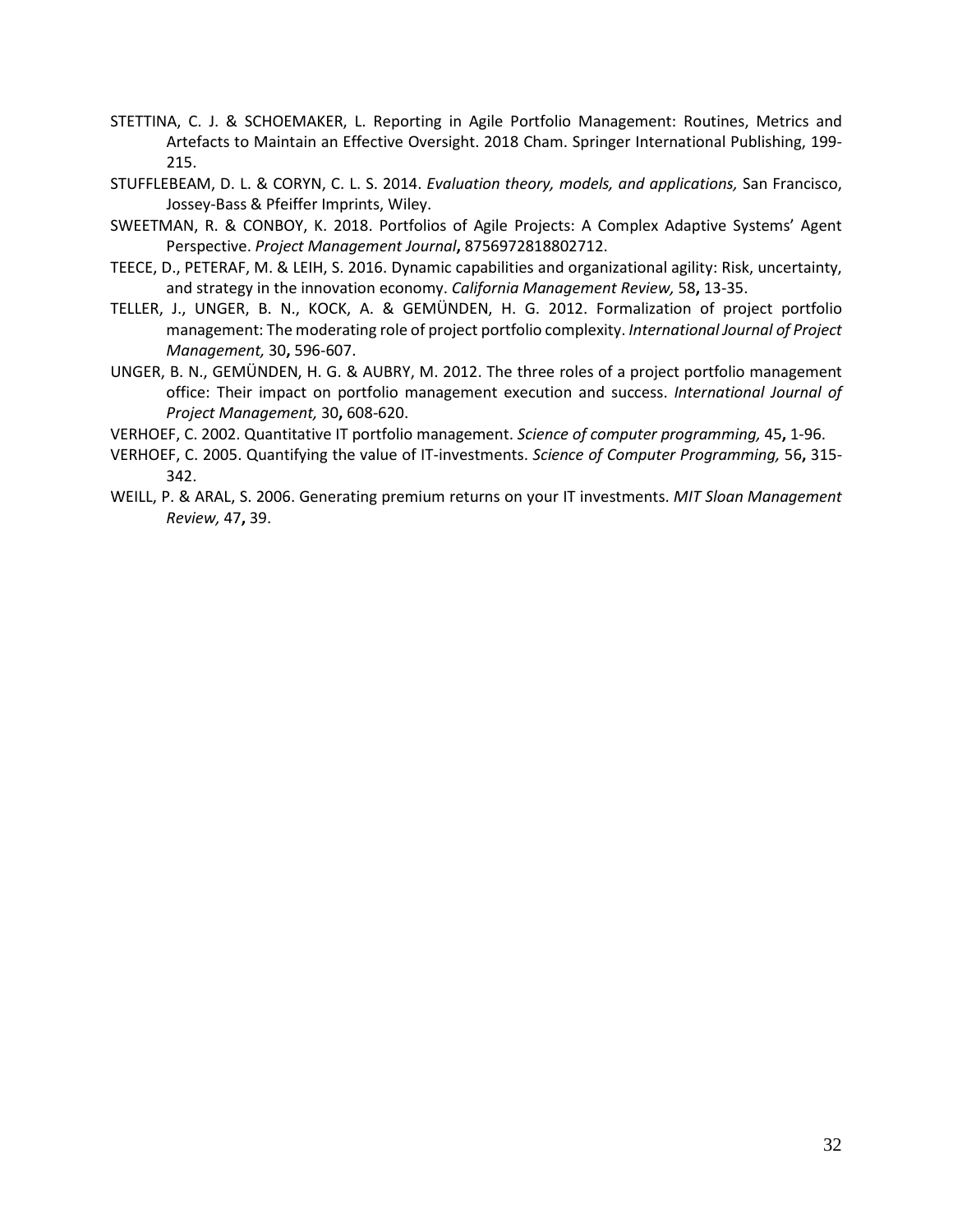STETTINA, C. J. & SCHOEMAKER, L. Reporting in Agile Portfolio Management: Routines, Metrics and Artefacts to Maintain an Effective Oversight. 2018 Cham. Springer International Publishing, 199-215.

STUFFLEBEAM, D. L. & CORYN, C. L. S. 2014. *Evaluation theory, models, and applications,* San Francisco, Jossey-Bass & Pfeiffer Imprints, Wiley.

SWEETMAN, R. & CONBOY, K. 2018. Portfolios of Agile Projects: A Complex Adaptive Systems' Agent Perspective. *Project Management Journal*, 8756972818802712.

TEECE, D., PETERAF, M. & LEIH, S. 2016. Dynamic capabilities and organizational agility: Risk, uncertainty, and strategy in the innovation economy. *California Management Review,* 58**,** 13-35.

TELLER, J., UNGER, B. N., KOCK, A. & GEMÜNDEN, H. G. 2012. Formalization of project portfolio management: The moderating role of project portfolio complexity. *International Journal of Project Management,* 30**,** 596-607.

UNGER, B. N., GEMÜNDEN, H. G. & AUBRY, M. 2012. The three roles of a project portfolio management office: Their impact on portfolio management execution and success. *International Journal of Project Management,* 30**,** 608-620.

VERHOEF, C. 2002. Quantitative IT portfolio management. *Science of computer programming,* 45**,** 1-96.

VERHOEF, C. 2005. Quantifying the value of IT-investments. *Science of Computer Programming,* 56**,** 315-342.

WEILL, P. & ARAL, S. 2006. Generating premium returns on your IT investments. *MIT Sloan Management Review,* 47**,** 39.